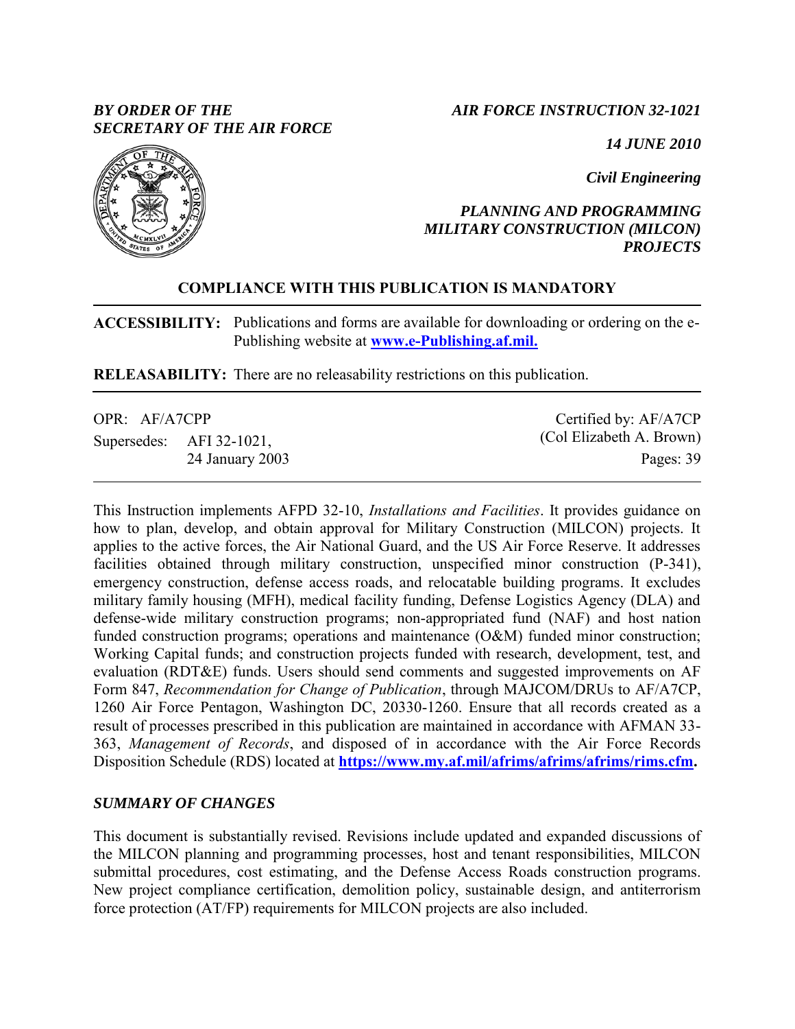*BY ORDER OF THE SECRETARY OF THE AIR FORCE*

*AIR FORCE INSTRUCTION 32-1021*

*14 JUNE 2010*

*Civil Engineering*

*PLANNING AND PROGRAMMING MILITARY CONSTRUCTION (MILCON) PROJECTS*

**COMPLIANCE WITH THIS PUBLICATION IS MANDATORY**

**ACCESSIBILITY:** Publications and forms are available for downloading or ordering on the e-Publishing website at **www.e-Publishing.af.mil.**

**RELEASABILITY:** There are no releasability restrictions on this publication.

OPR: AF/A7CPP

Supersedes: AFI 32-1021, 24 January 2003

Certified by: AF/A7CP (Col Elizabeth A. Brown)

Pages: 39

This Instruction implements AFPD 32-10, *Installations and Facilities*. It provides guidance on how to plan, develop, and obtain approval for Military Construction (MILCON) projects. It applies to the active forces, the Air National Guard, and the US Air Force Reserve. It addresses facilities obtained through military construction, unspecified minor construction (P-341), emergency construction, defense access roads, and relocatable building programs. It excludes military family housing (MFH), medical facility funding, Defense Logistics Agency (DLA) and defense-wide military construction programs; non-appropriated fund (NAF) and host nation funded construction programs; operations and maintenance (O&M) funded minor construction; Working Capital funds; and construction projects funded with research, development, test, and evaluation (RDT&E) funds. Users should send comments and suggested improvements on AF Form 847, *Recommendation for Change of Publication*, through MAJCOM/DRUs to AF/A7CP, 1260 Air Force Pentagon, Washington DC, 20330-1260. Ensure that all records created as a result of processes prescribed in this publication are maintained in accordance with AFMAN 33-363, *Management of Records*, and disposed of in accordance with the Air Force Records Disposition Schedule (RDS) located at **https://www.my.af.mil/afrims/afrims/afrims/rims.cfm.**

## *SUMMARY OF CHANGES*

This document is substantially revised. Revisions include updated and expanded discussions of the MILCON planning and programming processes, host and tenant responsibilities, MILCON submittal procedures, cost estimating, and the Defense Access Roads construction programs. New project compliance certification, demolition policy, sustainable design, and antiterrorism force protection (AT/FP) requirements for MILCON projects are also included.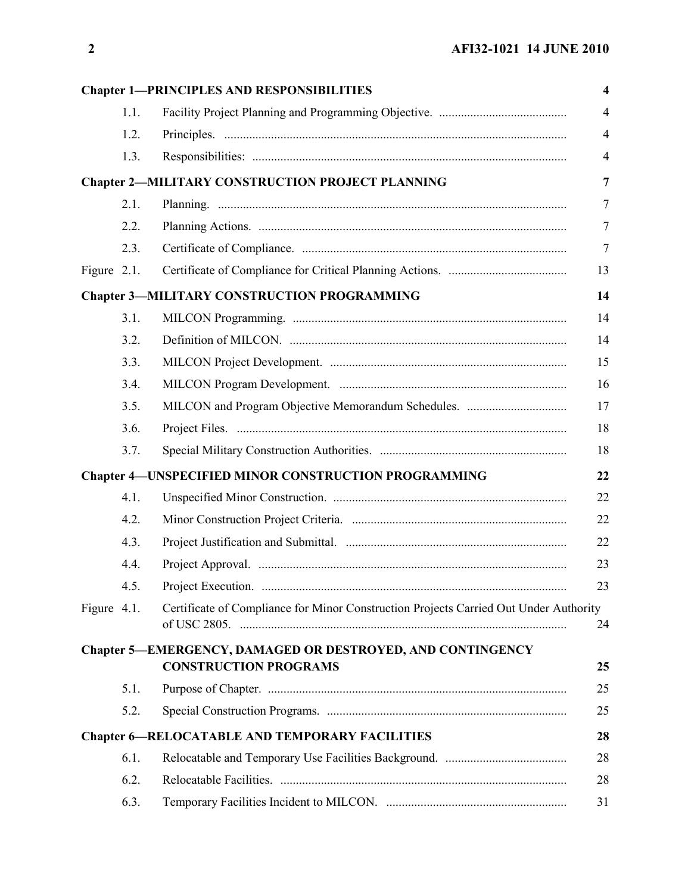| | | |
|---|---|---|
| **Chapter 1—PRINCIPLES AND RESPONSIBILITIES** | | **4** |
| 1.1. | Facility Project Planning and Programming Objective. | 4 |
| 1.2. | Principles. | 4 |
| 1.3. | Responsibilities: | 4 |
| **Chapter 2—MILITARY CONSTRUCTION PROJECT PLANNING** | | **7** |
| 2.1. | Planning. | 7 |
| 2.2. | Planning Actions. | 7 |
| 2.3. | Certificate of Compliance. | 7 |
| Figure 2.1. | Certificate of Compliance for Critical Planning Actions. | 13 |
| **Chapter 3—MILITARY CONSTRUCTION PROGRAMMING** | | **14** |
| 3.1. | MILCON Programming. | 14 |
| 3.2. | Definition of MILCON. | 14 |
| 3.3. | MILCON Project Development. | 15 |
| 3.4. | MILCON Program Development. | 16 |
| 3.5. | MILCON and Program Objective Memorandum Schedules. | 17 |
| 3.6. | Project Files. | 18 |
| 3.7. | Special Military Construction Authorities. | 18 |
| **Chapter 4—UNSPECIFIED MINOR CONSTRUCTION PROGRAMMING** | | **22** |
| 4.1. | Unspecified Minor Construction. | 22 |
| 4.2. | Minor Construction Project Criteria. | 22 |
| 4.3. | Project Justification and Submittal. | 22 |
| 4.4. | Project Approval. | 23 |
| 4.5. | Project Execution. | 23 |
| Figure 4.1. | Certificate of Compliance for Minor Construction Projects Carried Out Under Authority of USC 2805. | 24 |
| **Chapter 5—EMERGENCY, DAMAGED OR DESTROYED, AND CONTINGENCY CONSTRUCTION PROGRAMS** | | **25** |
| 5.1. | Purpose of Chapter. | 25 |
| 5.2. | Special Construction Programs. | 25 |
| **Chapter 6—RELOCATABLE AND TEMPORARY FACILITIES** | | **28** |
| 6.1. | Relocatable and Temporary Use Facilities Background. | 28 |
| 6.2. | Relocatable Facilities. | 28 |
| 6.3. | Temporary Facilities Incident to MILCON. | 31 |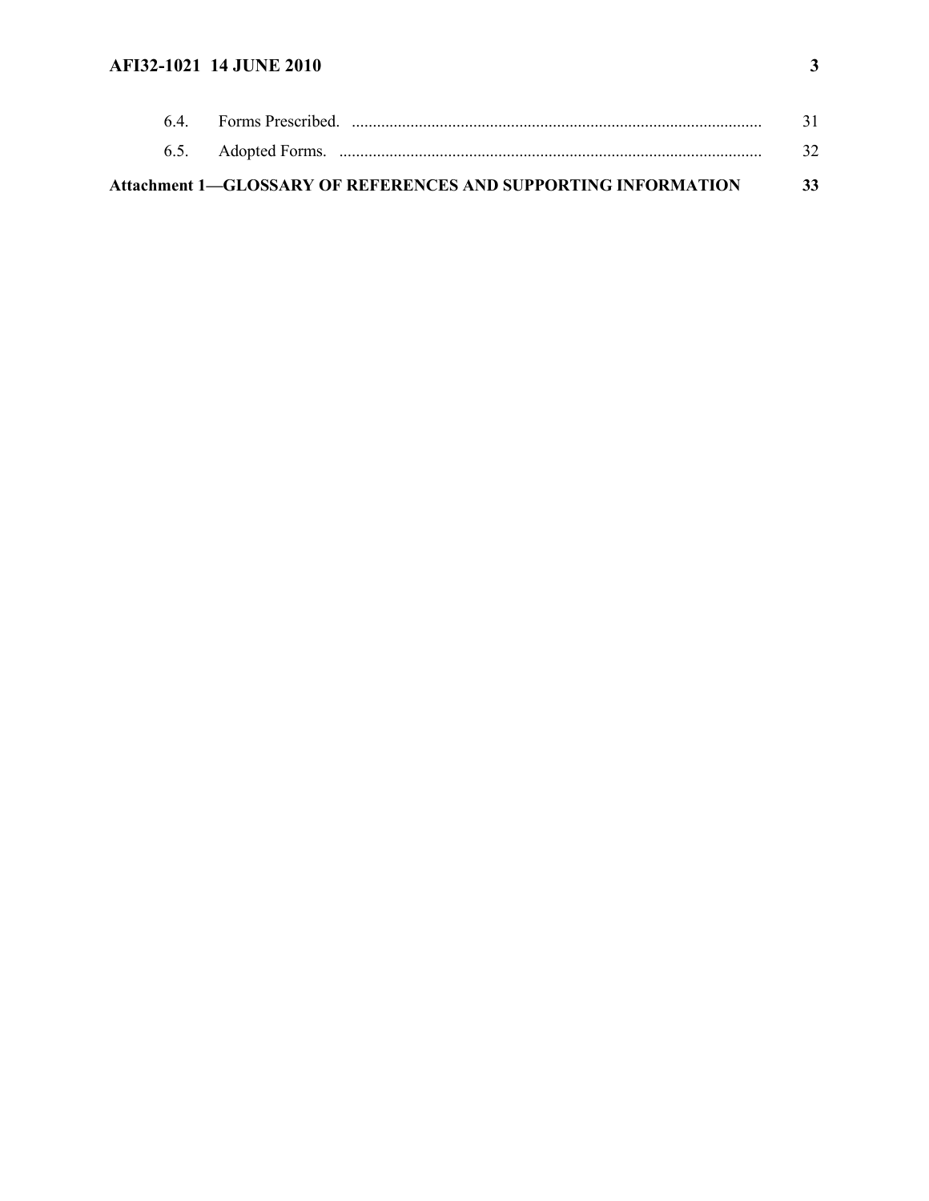| | | |
|---|---|---|
| 6.4. | Forms Prescribed. | 31 |
| 6.5. | Adopted Forms. | 32 |
| **Attachment 1—GLOSSARY OF REFERENCES AND SUPPORTING INFORMATION** | | **33** |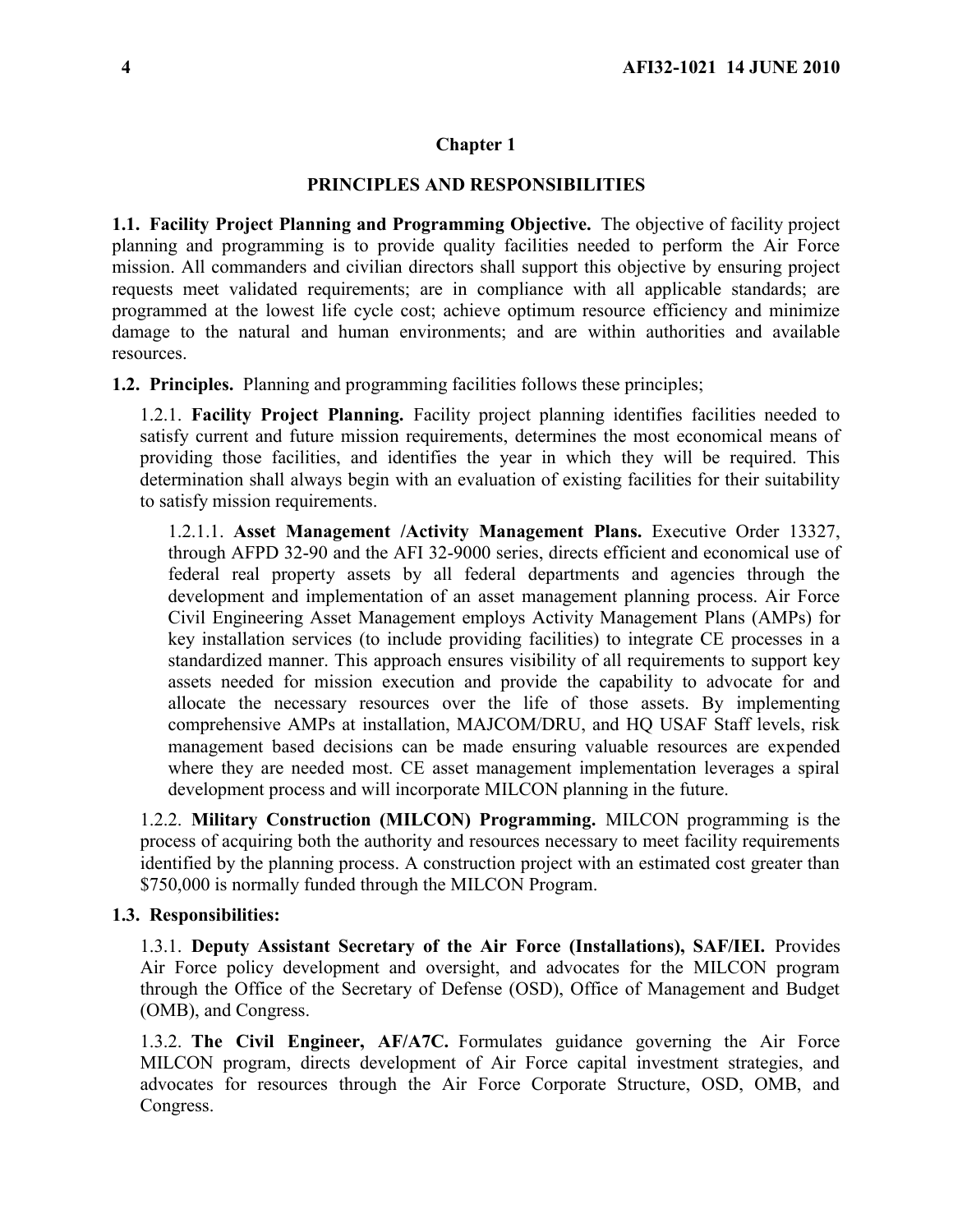## Chapter 1

### PRINCIPLES AND RESPONSIBILITIES

**1.1. Facility Project Planning and Programming Objective.** The objective of facility project planning and programming is to provide quality facilities needed to perform the Air Force mission. All commanders and civilian directors shall support this objective by ensuring project requests meet validated requirements; are in compliance with all applicable standards; are programmed at the lowest life cycle cost; achieve optimum resource efficiency and minimize damage to the natural and human environments; and are within authorities and available resources.

**1.2. Principles.** Planning and programming facilities follows these principles;

1.2.1. **Facility Project Planning.** Facility project planning identifies facilities needed to satisfy current and future mission requirements, determines the most economical means of providing those facilities, and identifies the year in which they will be required. This determination shall always begin with an evaluation of existing facilities for their suitability to satisfy mission requirements.

1.2.1.1. **Asset Management /Activity Management Plans.** Executive Order 13327, through AFPD 32-90 and the AFI 32-9000 series, directs efficient and economical use of federal real property assets by all federal departments and agencies through the development and implementation of an asset management planning process. Air Force Civil Engineering Asset Management employs Activity Management Plans (AMPs) for key installation services (to include providing facilities) to integrate CE processes in a standardized manner. This approach ensures visibility of all requirements to support key assets needed for mission execution and provide the capability to advocate for and allocate the necessary resources over the life of those assets. By implementing comprehensive AMPs at installation, MAJCOM/DRU, and HQ USAF Staff levels, risk management based decisions can be made ensuring valuable resources are expended where they are needed most. CE asset management implementation leverages a spiral development process and will incorporate MILCON planning in the future.

1.2.2. **Military Construction (MILCON) Programming.** MILCON programming is the process of acquiring both the authority and resources necessary to meet facility requirements identified by the planning process. A construction project with an estimated cost greater than $750,000 is normally funded through the MILCON Program.

**1.3. Responsibilities:**

1.3.1. **Deputy Assistant Secretary of the Air Force (Installations), SAF/IEI.** Provides Air Force policy development and oversight, and advocates for the MILCON program through the Office of the Secretary of Defense (OSD), Office of Management and Budget (OMB), and Congress.

1.3.2. **The Civil Engineer, AF/A7C.** Formulates guidance governing the Air Force MILCON program, directs development of Air Force capital investment strategies, and advocates for resources through the Air Force Corporate Structure, OSD, OMB, and Congress.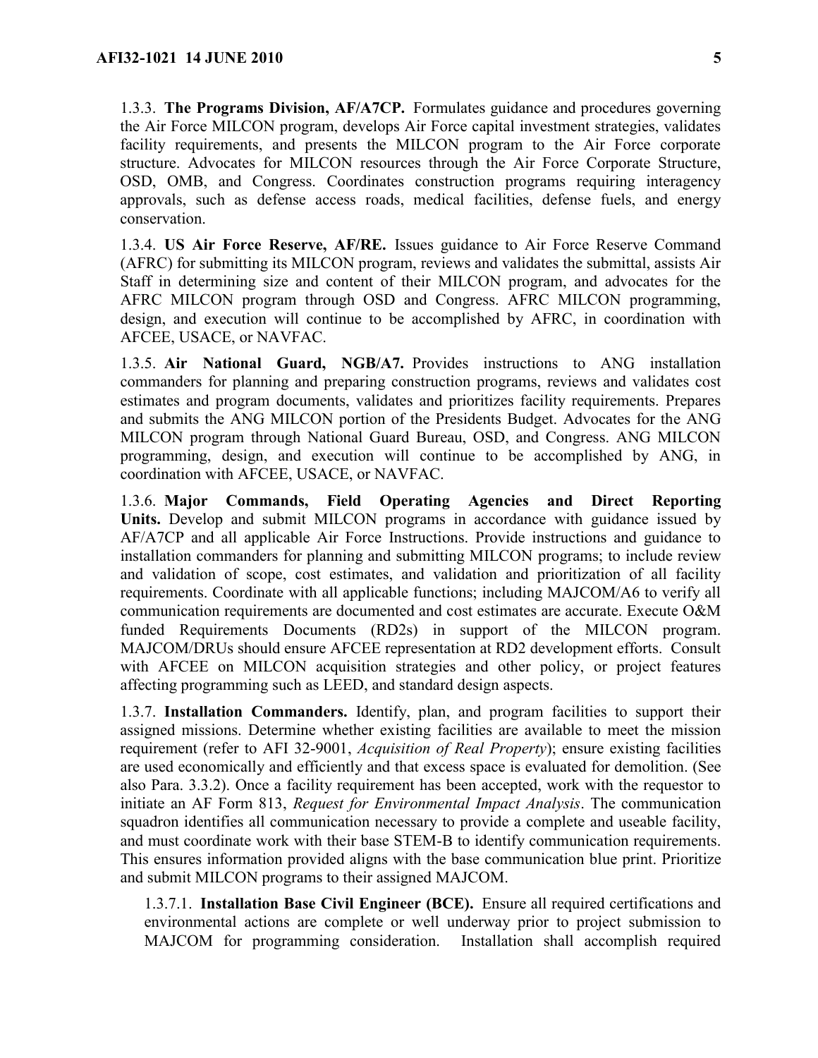1.3.3. **The Programs Division, AF/A7CP.** Formulates guidance and procedures governing the Air Force MILCON program, develops Air Force capital investment strategies, validates facility requirements, and presents the MILCON program to the Air Force corporate structure. Advocates for MILCON resources through the Air Force Corporate Structure, OSD, OMB, and Congress. Coordinates construction programs requiring interagency approvals, such as defense access roads, medical facilities, defense fuels, and energy conservation.

1.3.4. **US Air Force Reserve, AF/RE.** Issues guidance to Air Force Reserve Command (AFRC) for submitting its MILCON program, reviews and validates the submittal, assists Air Staff in determining size and content of their MILCON program, and advocates for the AFRC MILCON program through OSD and Congress. AFRC MILCON programming, design, and execution will continue to be accomplished by AFRC, in coordination with AFCEE, USACE, or NAVFAC.

1.3.5. **Air National Guard, NGB/A7.** Provides instructions to ANG installation commanders for planning and preparing construction programs, reviews and validates cost estimates and program documents, validates and prioritizes facility requirements. Prepares and submits the ANG MILCON portion of the Presidents Budget. Advocates for the ANG MILCON program through National Guard Bureau, OSD, and Congress. ANG MILCON programming, design, and execution will continue to be accomplished by ANG, in coordination with AFCEE, USACE, or NAVFAC.

1.3.6. **Major Commands, Field Operating Agencies and Direct Reporting Units.** Develop and submit MILCON programs in accordance with guidance issued by AF/A7CP and all applicable Air Force Instructions. Provide instructions and guidance to installation commanders for planning and submitting MILCON programs; to include review and validation of scope, cost estimates, and validation and prioritization of all facility requirements. Coordinate with all applicable functions; including MAJCOM/A6 to verify all communication requirements are documented and cost estimates are accurate. Execute O&M funded Requirements Documents (RD2s) in support of the MILCON program. MAJCOM/DRUs should ensure AFCEE representation at RD2 development efforts. Consult with AFCEE on MILCON acquisition strategies and other policy, or project features affecting programming such as LEED, and standard design aspects.

1.3.7. **Installation Commanders.** Identify, plan, and program facilities to support their assigned missions. Determine whether existing facilities are available to meet the mission requirement (refer to AFI 32-9001, *Acquisition of Real Property*); ensure existing facilities are used economically and efficiently and that excess space is evaluated for demolition. (See also Para. 3.3.2). Once a facility requirement has been accepted, work with the requestor to initiate an AF Form 813, *Request for Environmental Impact Analysis*. The communication squadron identifies all communication necessary to provide a complete and useable facility, and must coordinate work with their base STEM-B to identify communication requirements. This ensures information provided aligns with the base communication blue print. Prioritize and submit MILCON programs to their assigned MAJCOM.

1.3.7.1. **Installation Base Civil Engineer (BCE).** Ensure all required certifications and environmental actions are complete or well underway prior to project submission to MAJCOM for programming consideration. Installation shall accomplish required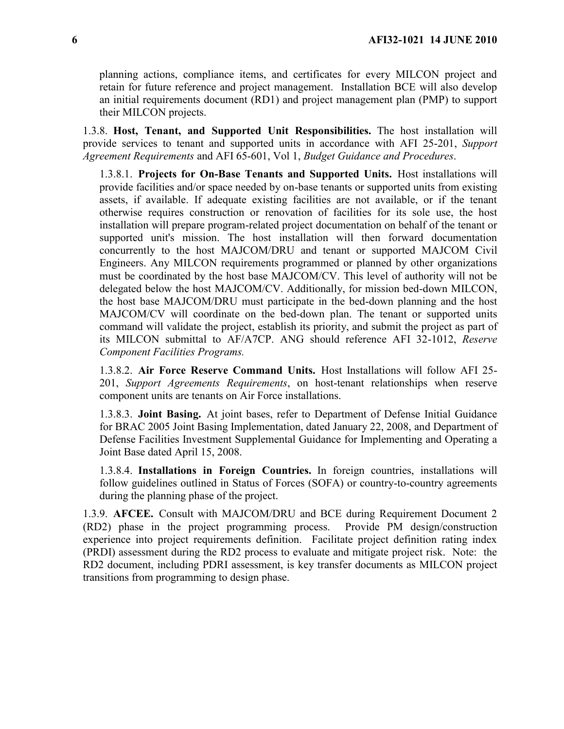planning actions, compliance items, and certificates for every MILCON project and retain for future reference and project management. Installation BCE will also develop an initial requirements document (RD1) and project management plan (PMP) to support their MILCON projects.

1.3.8. **Host, Tenant, and Supported Unit Responsibilities.** The host installation will provide services to tenant and supported units in accordance with AFI 25-201, *Support Agreement Requirements* and AFI 65-601, Vol 1, *Budget Guidance and Procedures*.

1.3.8.1. **Projects for On-Base Tenants and Supported Units.** Host installations will provide facilities and/or space needed by on-base tenants or supported units from existing assets, if available. If adequate existing facilities are not available, or if the tenant otherwise requires construction or renovation of facilities for its sole use, the host installation will prepare program-related project documentation on behalf of the tenant or supported unit's mission. The host installation will then forward documentation concurrently to the host MAJCOM/DRU and tenant or supported MAJCOM Civil Engineers. Any MILCON requirements programmed or planned by other organizations must be coordinated by the host base MAJCOM/CV. This level of authority will not be delegated below the host MAJCOM/CV. Additionally, for mission bed-down MILCON, the host base MAJCOM/DRU must participate in the bed-down planning and the host MAJCOM/CV will coordinate on the bed-down plan. The tenant or supported units command will validate the project, establish its priority, and submit the project as part of its MILCON submittal to AF/A7CP. ANG should reference AFI 32-1012, *Reserve Component Facilities Programs.*

1.3.8.2. **Air Force Reserve Command Units.** Host Installations will follow AFI 25-201, *Support Agreements Requirements*, on host-tenant relationships when reserve component units are tenants on Air Force installations.

1.3.8.3. **Joint Basing.** At joint bases, refer to Department of Defense Initial Guidance for BRAC 2005 Joint Basing Implementation, dated January 22, 2008, and Department of Defense Facilities Investment Supplemental Guidance for Implementing and Operating a Joint Base dated April 15, 2008.

1.3.8.4. **Installations in Foreign Countries.** In foreign countries, installations will follow guidelines outlined in Status of Forces (SOFA) or country-to-country agreements during the planning phase of the project.

1.3.9. **AFCEE.** Consult with MAJCOM/DRU and BCE during Requirement Document 2 (RD2) phase in the project programming process. Provide PM design/construction experience into project requirements definition. Facilitate project definition rating index (PRDI) assessment during the RD2 process to evaluate and mitigate project risk. Note: the RD2 document, including PDRI assessment, is key transfer documents as MILCON project transitions from programming to design phase.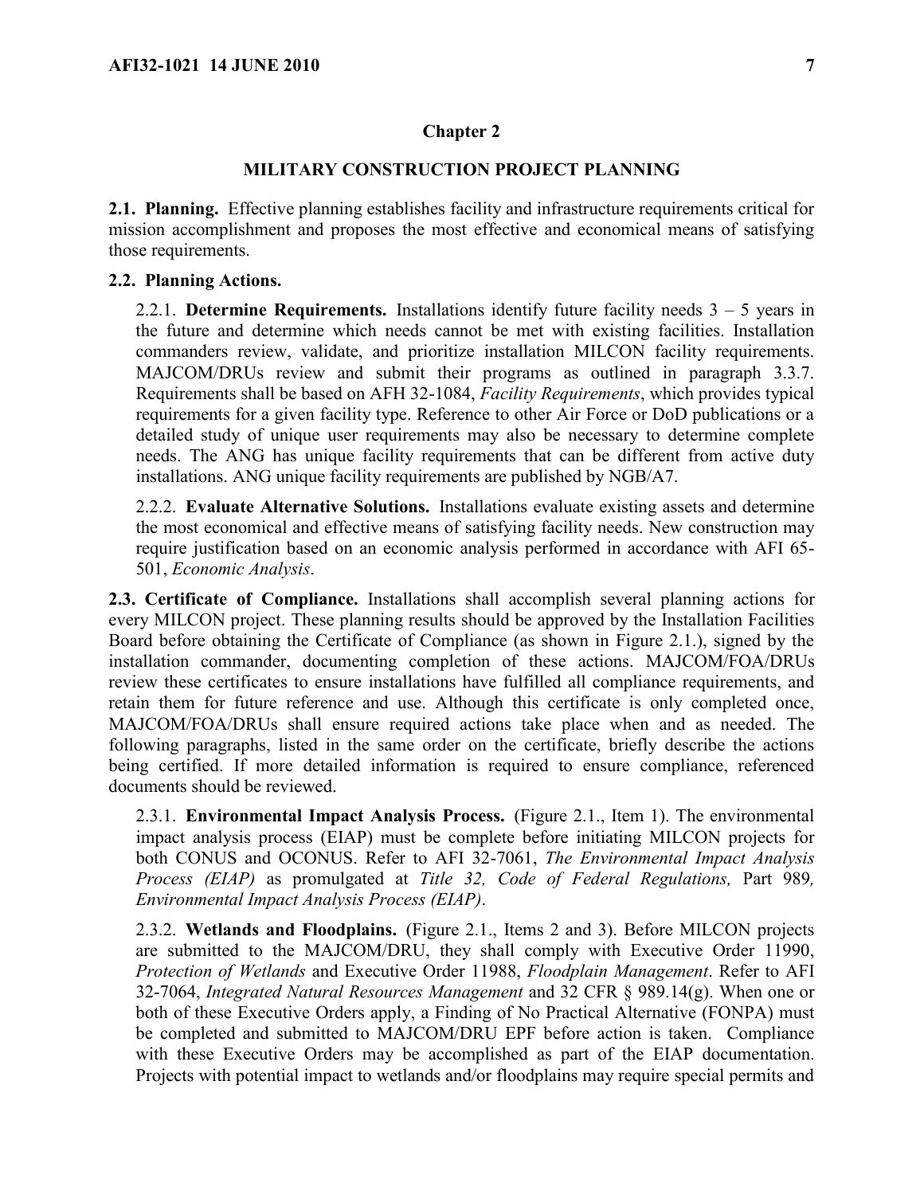## Chapter 2

## MILITARY CONSTRUCTION PROJECT PLANNING

**2.1. Planning.** Effective planning establishes facility and infrastructure requirements critical for mission accomplishment and proposes the most effective and economical means of satisfying those requirements.

**2.2. Planning Actions.**

2.2.1. **Determine Requirements.** Installations identify future facility needs 3 – 5 years in the future and determine which needs cannot be met with existing facilities. Installation commanders review, validate, and prioritize installation MILCON facility requirements. MAJCOM/DRUs review and submit their programs as outlined in paragraph 3.3.7. Requirements shall be based on AFH 32-1084, *Facility Requirements*, which provides typical requirements for a given facility type. Reference to other Air Force or DoD publications or a detailed study of unique user requirements may also be necessary to determine complete needs. The ANG has unique facility requirements that can be different from active duty installations. ANG unique facility requirements are published by NGB/A7.

2.2.2. **Evaluate Alternative Solutions.** Installations evaluate existing assets and determine the most economical and effective means of satisfying facility needs. New construction may require justification based on an economic analysis performed in accordance with AFI 65-501, *Economic Analysis*.

**2.3. Certificate of Compliance.** Installations shall accomplish several planning actions for every MILCON project. These planning results should be approved by the Installation Facilities Board before obtaining the Certificate of Compliance (as shown in Figure 2.1.), signed by the installation commander, documenting completion of these actions. MAJCOM/FOA/DRUs review these certificates to ensure installations have fulfilled all compliance requirements, and retain them for future reference and use. Although this certificate is only completed once, MAJCOM/FOA/DRUs shall ensure required actions take place when and as needed. The following paragraphs, listed in the same order on the certificate, briefly describe the actions being certified. If more detailed information is required to ensure compliance, referenced documents should be reviewed.

2.3.1. **Environmental Impact Analysis Process.** (Figure 2.1., Item 1). The environmental impact analysis process (EIAP) must be complete before initiating MILCON projects for both CONUS and OCONUS. Refer to AFI 32-7061, *The Environmental Impact Analysis Process (EIAP)* as promulgated at *Title 32, Code of Federal Regulations,* Part 989*, Environmental Impact Analysis Process (EIAP)*.

2.3.2. **Wetlands and Floodplains.** (Figure 2.1., Items 2 and 3). Before MILCON projects are submitted to the MAJCOM/DRU, they shall comply with Executive Order 11990, *Protection of Wetlands* and Executive Order 11988, *Floodplain Management*. Refer to AFI 32-7064, *Integrated Natural Resources Management* and 32 CFR § 989.14(g). When one or both of these Executive Orders apply, a Finding of No Practical Alternative (FONPA) must be completed and submitted to MAJCOM/DRU EPF before action is taken. Compliance with these Executive Orders may be accomplished as part of the EIAP documentation. Projects with potential impact to wetlands and/or floodplains may require special permits and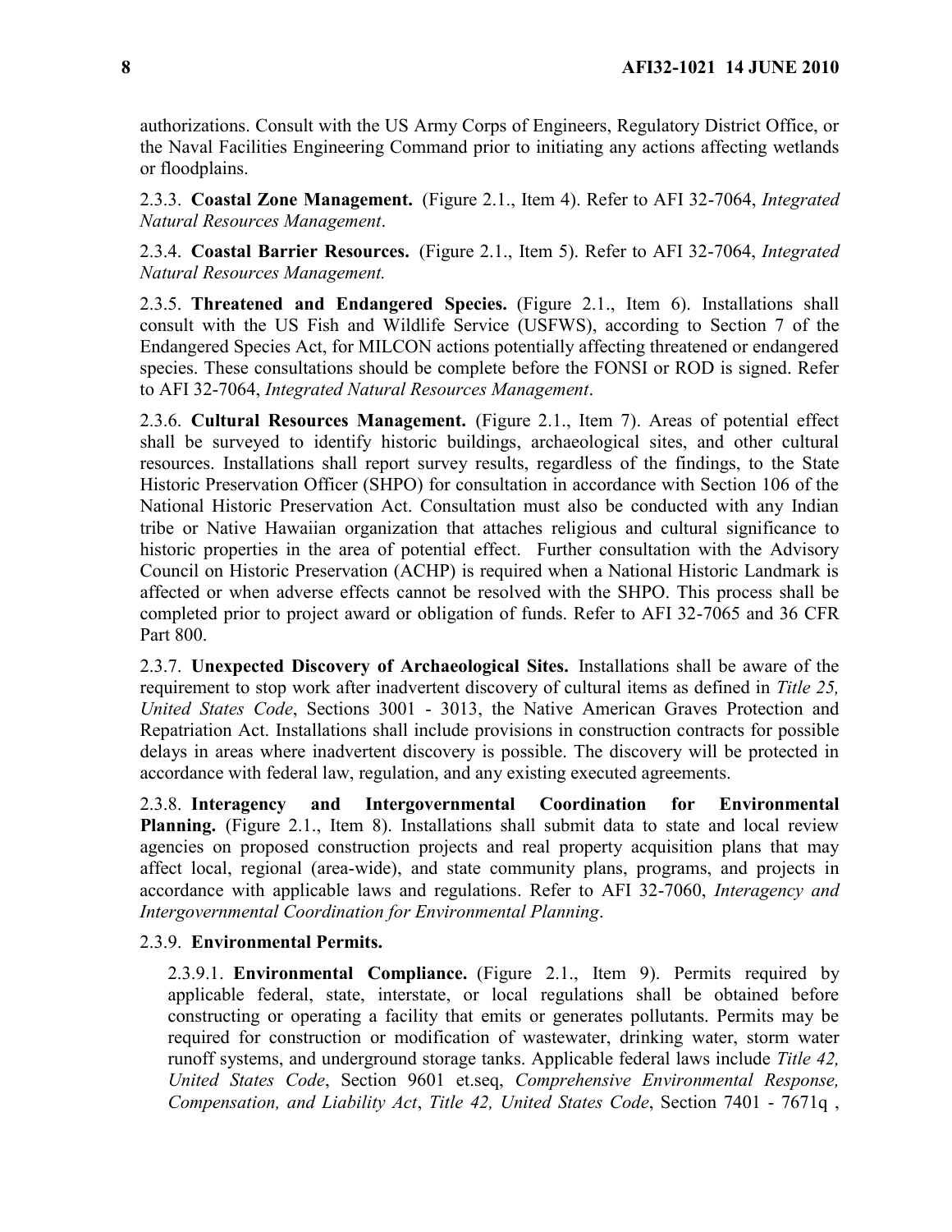authorizations. Consult with the US Army Corps of Engineers, Regulatory District Office, or the Naval Facilities Engineering Command prior to initiating any actions affecting wetlands or floodplains.

2.3.3. **Coastal Zone Management.** (Figure 2.1., Item 4). Refer to AFI 32-7064, *Integrated Natural Resources Management*.

2.3.4. **Coastal Barrier Resources.** (Figure 2.1., Item 5). Refer to AFI 32-7064, *Integrated Natural Resources Management.*

2.3.5. **Threatened and Endangered Species.** (Figure 2.1., Item 6). Installations shall consult with the US Fish and Wildlife Service (USFWS), according to Section 7 of the Endangered Species Act, for MILCON actions potentially affecting threatened or endangered species. These consultations should be complete before the FONSI or ROD is signed. Refer to AFI 32-7064, *Integrated Natural Resources Management*.

2.3.6. **Cultural Resources Management.** (Figure 2.1., Item 7). Areas of potential effect shall be surveyed to identify historic buildings, archaeological sites, and other cultural resources. Installations shall report survey results, regardless of the findings, to the State Historic Preservation Officer (SHPO) for consultation in accordance with Section 106 of the National Historic Preservation Act. Consultation must also be conducted with any Indian tribe or Native Hawaiian organization that attaches religious and cultural significance to historic properties in the area of potential effect. Further consultation with the Advisory Council on Historic Preservation (ACHP) is required when a National Historic Landmark is affected or when adverse effects cannot be resolved with the SHPO. This process shall be completed prior to project award or obligation of funds. Refer to AFI 32-7065 and 36 CFR Part 800.

2.3.7. **Unexpected Discovery of Archaeological Sites.** Installations shall be aware of the requirement to stop work after inadvertent discovery of cultural items as defined in *Title 25, United States Code*, Sections 3001 - 3013, the Native American Graves Protection and Repatriation Act. Installations shall include provisions in construction contracts for possible delays in areas where inadvertent discovery is possible. The discovery will be protected in accordance with federal law, regulation, and any existing executed agreements.

2.3.8. **Interagency and Intergovernmental Coordination for Environmental Planning.** (Figure 2.1., Item 8). Installations shall submit data to state and local review agencies on proposed construction projects and real property acquisition plans that may affect local, regional (area-wide), and state community plans, programs, and projects in accordance with applicable laws and regulations. Refer to AFI 32-7060, *Interagency and Intergovernmental Coordination for Environmental Planning*.

2.3.9. **Environmental Permits.**

2.3.9.1. **Environmental Compliance.** (Figure 2.1., Item 9). Permits required by applicable federal, state, interstate, or local regulations shall be obtained before constructing or operating a facility that emits or generates pollutants. Permits may be required for construction or modification of wastewater, drinking water, storm water runoff systems, and underground storage tanks. Applicable federal laws include *Title 42, United States Code*, Section 9601 et.seq, *Comprehensive Environmental Response, Compensation, and Liability Act*, *Title 42, United States Code*, Section 7401 - 7671q ,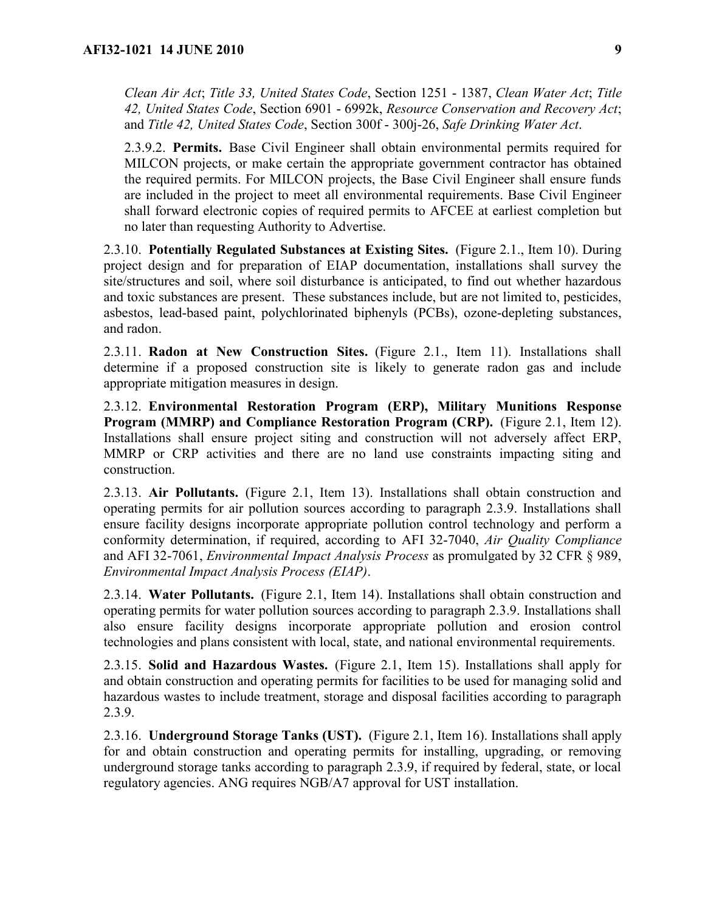*Clean Air Act*; *Title 33, United States Code*, Section 1251 - 1387, *Clean Water Act*; *Title 42, United States Code*, Section 6901 - 6992k, *Resource Conservation and Recovery Act*; and *Title 42, United States Code*, Section 300f - 300j-26, *Safe Drinking Water Act*.

2.3.9.2. **Permits.** Base Civil Engineer shall obtain environmental permits required for MILCON projects, or make certain the appropriate government contractor has obtained the required permits. For MILCON projects, the Base Civil Engineer shall ensure funds are included in the project to meet all environmental requirements. Base Civil Engineer shall forward electronic copies of required permits to AFCEE at earliest completion but no later than requesting Authority to Advertise.

2.3.10. **Potentially Regulated Substances at Existing Sites.** (Figure 2.1., Item 10). During project design and for preparation of EIAP documentation, installations shall survey the site/structures and soil, where soil disturbance is anticipated, to find out whether hazardous and toxic substances are present. These substances include, but are not limited to, pesticides, asbestos, lead-based paint, polychlorinated biphenyls (PCBs), ozone-depleting substances, and radon.

2.3.11. **Radon at New Construction Sites.** (Figure 2.1., Item 11). Installations shall determine if a proposed construction site is likely to generate radon gas and include appropriate mitigation measures in design.

2.3.12. **Environmental Restoration Program (ERP), Military Munitions Response Program (MMRP) and Compliance Restoration Program (CRP).** (Figure 2.1, Item 12). Installations shall ensure project siting and construction will not adversely affect ERP, MMRP or CRP activities and there are no land use constraints impacting siting and construction.

2.3.13. **Air Pollutants.** (Figure 2.1, Item 13). Installations shall obtain construction and operating permits for air pollution sources according to paragraph 2.3.9. Installations shall ensure facility designs incorporate appropriate pollution control technology and perform a conformity determination, if required, according to AFI 32-7040, *Air Quality Compliance* and AFI 32-7061, *Environmental Impact Analysis Process* as promulgated by 32 CFR § 989, *Environmental Impact Analysis Process (EIAP)*.

2.3.14. **Water Pollutants.** (Figure 2.1, Item 14). Installations shall obtain construction and operating permits for water pollution sources according to paragraph 2.3.9. Installations shall also ensure facility designs incorporate appropriate pollution and erosion control technologies and plans consistent with local, state, and national environmental requirements.

2.3.15. **Solid and Hazardous Wastes.** (Figure 2.1, Item 15). Installations shall apply for and obtain construction and operating permits for facilities to be used for managing solid and hazardous wastes to include treatment, storage and disposal facilities according to paragraph 2.3.9.

2.3.16. **Underground Storage Tanks (UST).** (Figure 2.1, Item 16). Installations shall apply for and obtain construction and operating permits for installing, upgrading, or removing underground storage tanks according to paragraph 2.3.9, if required by federal, state, or local regulatory agencies. ANG requires NGB/A7 approval for UST installation.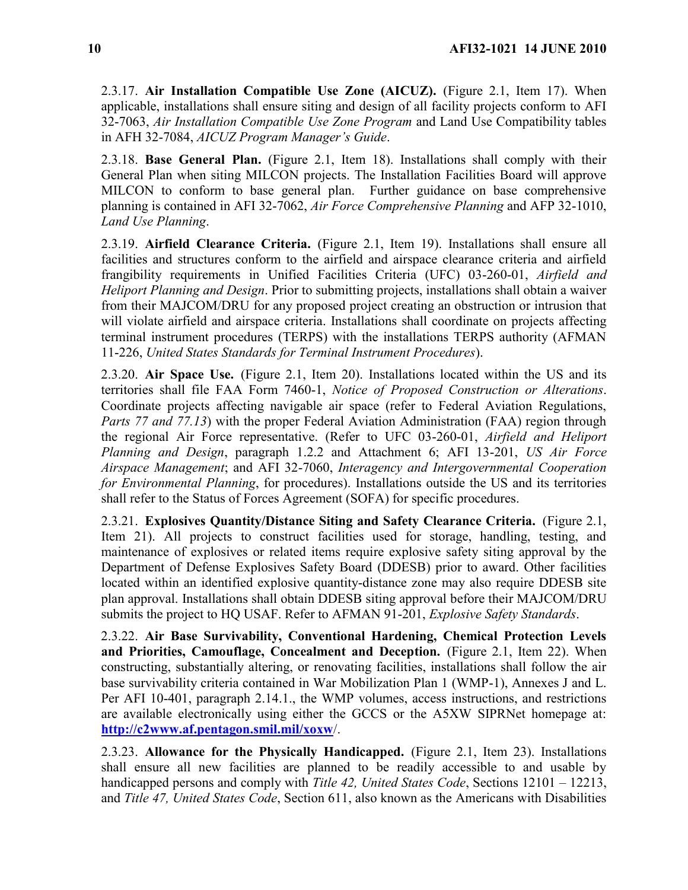2.3.17. **Air Installation Compatible Use Zone (AICUZ).** (Figure 2.1, Item 17). When applicable, installations shall ensure siting and design of all facility projects conform to AFI 32-7063, *Air Installation Compatible Use Zone Program* and Land Use Compatibility tables in AFH 32-7084, *AICUZ Program Manager's Guide*.

2.3.18. **Base General Plan.** (Figure 2.1, Item 18). Installations shall comply with their General Plan when siting MILCON projects. The Installation Facilities Board will approve MILCON to conform to base general plan. Further guidance on base comprehensive planning is contained in AFI 32-7062, *Air Force Comprehensive Planning* and AFP 32-1010, *Land Use Planning*.

2.3.19. **Airfield Clearance Criteria.** (Figure 2.1, Item 19). Installations shall ensure all facilities and structures conform to the airfield and airspace clearance criteria and airfield frangibility requirements in Unified Facilities Criteria (UFC) 03-260-01, *Airfield and Heliport Planning and Design*. Prior to submitting projects, installations shall obtain a waiver from their MAJCOM/DRU for any proposed project creating an obstruction or intrusion that will violate airfield and airspace criteria. Installations shall coordinate on projects affecting terminal instrument procedures (TERPS) with the installations TERPS authority (AFMAN 11-226, *United States Standards for Terminal Instrument Procedures*).

2.3.20. **Air Space Use.** (Figure 2.1, Item 20). Installations located within the US and its territories shall file FAA Form 7460-1, *Notice of Proposed Construction or Alterations*. Coordinate projects affecting navigable air space (refer to Federal Aviation Regulations, *Parts 77 and 77.13*) with the proper Federal Aviation Administration (FAA) region through the regional Air Force representative. (Refer to UFC 03-260-01, *Airfield and Heliport Planning and Design*, paragraph 1.2.2 and Attachment 6; AFI 13-201, *US Air Force Airspace Management*; and AFI 32-7060, *Interagency and Intergovernmental Cooperation for Environmental Planning*, for procedures). Installations outside the US and its territories shall refer to the Status of Forces Agreement (SOFA) for specific procedures.

2.3.21. **Explosives Quantity/Distance Siting and Safety Clearance Criteria.** (Figure 2.1, Item 21). All projects to construct facilities used for storage, handling, testing, and maintenance of explosives or related items require explosive safety siting approval by the Department of Defense Explosives Safety Board (DDESB) prior to award. Other facilities located within an identified explosive quantity-distance zone may also require DDESB site plan approval. Installations shall obtain DDESB siting approval before their MAJCOM/DRU submits the project to HQ USAF. Refer to AFMAN 91-201, *Explosive Safety Standards*.

2.3.22. **Air Base Survivability, Conventional Hardening, Chemical Protection Levels and Priorities, Camouflage, Concealment and Deception.** (Figure 2.1, Item 22). When constructing, substantially altering, or renovating facilities, installations shall follow the air base survivability criteria contained in War Mobilization Plan 1 (WMP-1), Annexes J and L. Per AFI 10-401, paragraph 2.14.1., the WMP volumes, access instructions, and restrictions are available electronically using either the GCCS or the A5XW SIPRNet homepage at: **http://c2www.af.pentagon.smil.mil/xoxw**/.

2.3.23. **Allowance for the Physically Handicapped.** (Figure 2.1, Item 23). Installations shall ensure all new facilities are planned to be readily accessible to and usable by handicapped persons and comply with *Title 42, United States Code*, Sections 12101 – 12213, and *Title 47, United States Code*, Section 611, also known as the Americans with Disabilities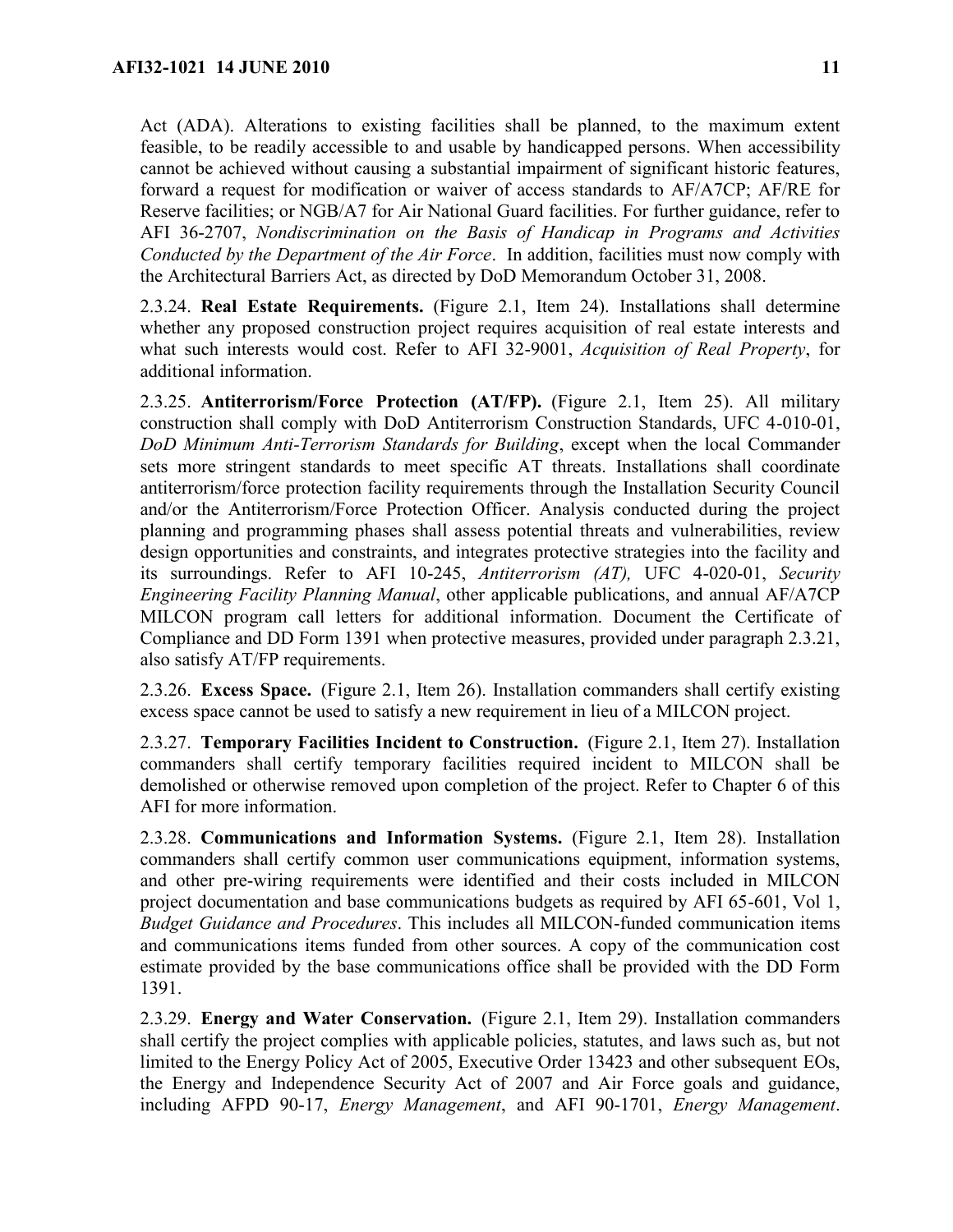Act (ADA). Alterations to existing facilities shall be planned, to the maximum extent feasible, to be readily accessible to and usable by handicapped persons. When accessibility cannot be achieved without causing a substantial impairment of significant historic features, forward a request for modification or waiver of access standards to AF/A7CP; AF/RE for Reserve facilities; or NGB/A7 for Air National Guard facilities. For further guidance, refer to AFI 36-2707, *Nondiscrimination on the Basis of Handicap in Programs and Activities Conducted by the Department of the Air Force*. In addition, facilities must now comply with the Architectural Barriers Act, as directed by DoD Memorandum October 31, 2008.

2.3.24. **Real Estate Requirements.** (Figure 2.1, Item 24). Installations shall determine whether any proposed construction project requires acquisition of real estate interests and what such interests would cost. Refer to AFI 32-9001, *Acquisition of Real Property*, for additional information.

2.3.25. **Antiterrorism/Force Protection (AT/FP).** (Figure 2.1, Item 25). All military construction shall comply with DoD Antiterrorism Construction Standards, UFC 4-010-01, *DoD Minimum Anti-Terrorism Standards for Building*, except when the local Commander sets more stringent standards to meet specific AT threats. Installations shall coordinate antiterrorism/force protection facility requirements through the Installation Security Council and/or the Antiterrorism/Force Protection Officer. Analysis conducted during the project planning and programming phases shall assess potential threats and vulnerabilities, review design opportunities and constraints, and integrates protective strategies into the facility and its surroundings. Refer to AFI 10-245, *Antiterrorism (AT),* UFC 4-020-01, *Security Engineering Facility Planning Manual*, other applicable publications, and annual AF/A7CP MILCON program call letters for additional information. Document the Certificate of Compliance and DD Form 1391 when protective measures, provided under paragraph 2.3.21, also satisfy AT/FP requirements.

2.3.26. **Excess Space.** (Figure 2.1, Item 26). Installation commanders shall certify existing excess space cannot be used to satisfy a new requirement in lieu of a MILCON project.

2.3.27. **Temporary Facilities Incident to Construction.** (Figure 2.1, Item 27). Installation commanders shall certify temporary facilities required incident to MILCON shall be demolished or otherwise removed upon completion of the project. Refer to Chapter 6 of this AFI for more information.

2.3.28. **Communications and Information Systems.** (Figure 2.1, Item 28). Installation commanders shall certify common user communications equipment, information systems, and other pre-wiring requirements were identified and their costs included in MILCON project documentation and base communications budgets as required by AFI 65-601, Vol 1, *Budget Guidance and Procedures*. This includes all MILCON-funded communication items and communications items funded from other sources. A copy of the communication cost estimate provided by the base communications office shall be provided with the DD Form 1391.

2.3.29. **Energy and Water Conservation.** (Figure 2.1, Item 29). Installation commanders shall certify the project complies with applicable policies, statutes, and laws such as, but not limited to the Energy Policy Act of 2005, Executive Order 13423 and other subsequent EOs, the Energy and Independence Security Act of 2007 and Air Force goals and guidance, including AFPD 90-17, *Energy Management*, and AFI 90-1701, *Energy Management*.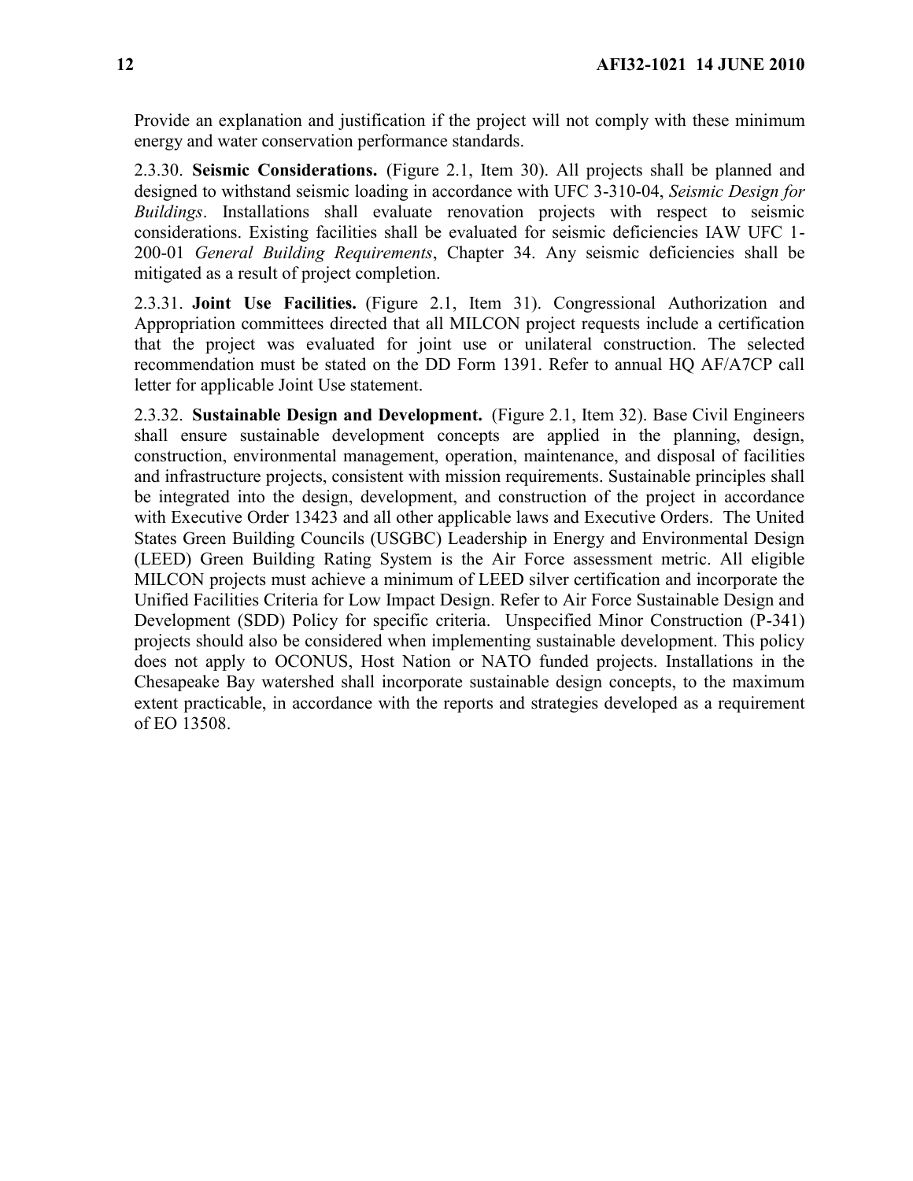Provide an explanation and justification if the project will not comply with these minimum energy and water conservation performance standards.

2.3.30. **Seismic Considerations.** (Figure 2.1, Item 30). All projects shall be planned and designed to withstand seismic loading in accordance with UFC 3-310-04, *Seismic Design for Buildings*. Installations shall evaluate renovation projects with respect to seismic considerations. Existing facilities shall be evaluated for seismic deficiencies IAW UFC 1-200-01 *General Building Requirements*, Chapter 34. Any seismic deficiencies shall be mitigated as a result of project completion.

2.3.31. **Joint Use Facilities.** (Figure 2.1, Item 31). Congressional Authorization and Appropriation committees directed that all MILCON project requests include a certification that the project was evaluated for joint use or unilateral construction. The selected recommendation must be stated on the DD Form 1391. Refer to annual HQ AF/A7CP call letter for applicable Joint Use statement.

2.3.32. **Sustainable Design and Development.** (Figure 2.1, Item 32). Base Civil Engineers shall ensure sustainable development concepts are applied in the planning, design, construction, environmental management, operation, maintenance, and disposal of facilities and infrastructure projects, consistent with mission requirements. Sustainable principles shall be integrated into the design, development, and construction of the project in accordance with Executive Order 13423 and all other applicable laws and Executive Orders. The United States Green Building Councils (USGBC) Leadership in Energy and Environmental Design (LEED) Green Building Rating System is the Air Force assessment metric. All eligible MILCON projects must achieve a minimum of LEED silver certification and incorporate the Unified Facilities Criteria for Low Impact Design. Refer to Air Force Sustainable Design and Development (SDD) Policy for specific criteria. Unspecified Minor Construction (P-341) projects should also be considered when implementing sustainable development. This policy does not apply to OCONUS, Host Nation or NATO funded projects. Installations in the Chesapeake Bay watershed shall incorporate sustainable design concepts, to the maximum extent practicable, in accordance with the reports and strategies developed as a requirement of EO 13508.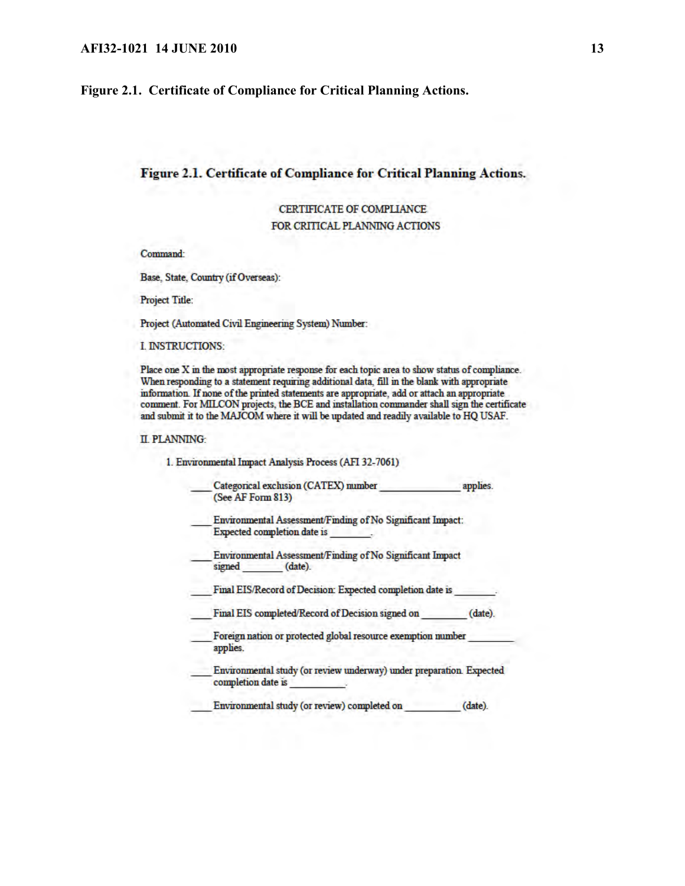**Figure 2.1. Certificate of Compliance for Critical Planning Actions.**

**Figure 2.1. Certificate of Compliance for Critical Planning Actions.**

CERTIFICATE OF COMPLIANCE
FOR CRITICAL PLANNING ACTIONS

Command:

Base, State, Country (if Overseas):

Project Title:

Project (Automated Civil Engineering System) Number:

I. INSTRUCTIONS:

Place one X in the most appropriate response for each topic area to show status of compliance. When responding to a statement requiring additional data, fill in the blank with appropriate information. If none of the printed statements are appropriate, add or attach an appropriate comment. For MILCON projects, the BCE and installation commander shall sign the certificate and submit it to the MAJCOM where it will be updated and readily available to HQ USAF.

II. PLANNING:

1. Environmental Impact Analysis Process (AFI 32-7061)

____ Categorical exclusion (CATEX) number ______________ applies. (See AF Form 813)

____ Environmental Assessment/Finding of No Significant Impact: Expected completion date is _______.

____ Environmental Assessment/Finding of No Significant Impact signed _______ (date).

____ Final EIS/Record of Decision: Expected completion date is _______.

____ Final EIS completed/Record of Decision signed on ________ (date).

____ Foreign nation or protected global resource exemption number ________ applies.

____ Environmental study (or review underway) under preparation. Expected completion date is __________.

____ Environmental study (or review) completed on __________ (date).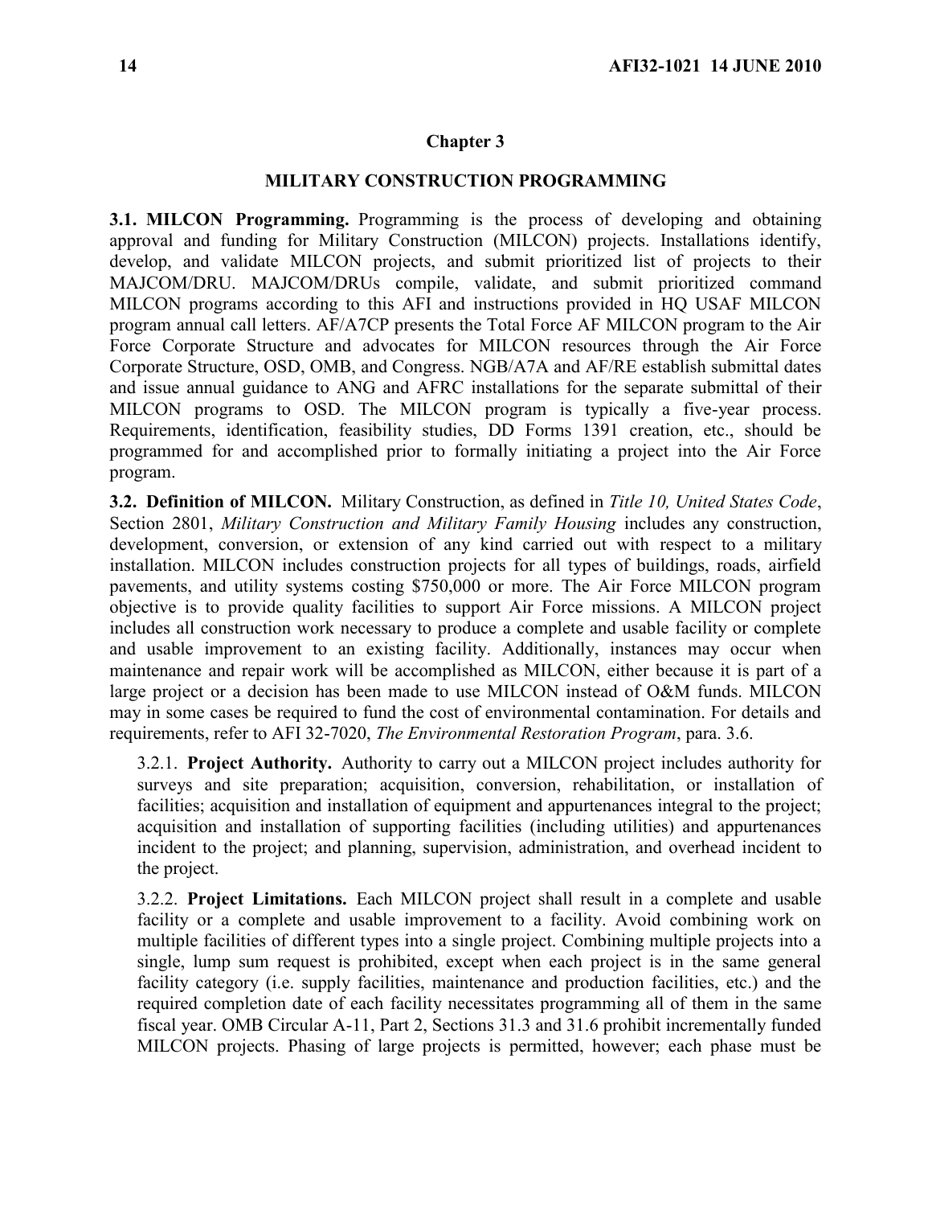## Chapter 3

## MILITARY CONSTRUCTION PROGRAMMING

**3.1. MILCON Programming.** Programming is the process of developing and obtaining approval and funding for Military Construction (MILCON) projects. Installations identify, develop, and validate MILCON projects, and submit prioritized list of projects to their MAJCOM/DRU. MAJCOM/DRUs compile, validate, and submit prioritized command MILCON programs according to this AFI and instructions provided in HQ USAF MILCON program annual call letters. AF/A7CP presents the Total Force AF MILCON program to the Air Force Corporate Structure and advocates for MILCON resources through the Air Force Corporate Structure, OSD, OMB, and Congress. NGB/A7A and AF/RE establish submittal dates and issue annual guidance to ANG and AFRC installations for the separate submittal of their MILCON programs to OSD. The MILCON program is typically a five-year process. Requirements, identification, feasibility studies, DD Forms 1391 creation, etc., should be programmed for and accomplished prior to formally initiating a project into the Air Force program.

**3.2. Definition of MILCON.** Military Construction, as defined in *Title 10, United States Code*, Section 2801, *Military Construction and Military Family Housing* includes any construction, development, conversion, or extension of any kind carried out with respect to a military installation. MILCON includes construction projects for all types of buildings, roads, airfield pavements, and utility systems costing $750,000 or more. The Air Force MILCON program objective is to provide quality facilities to support Air Force missions. A MILCON project includes all construction work necessary to produce a complete and usable facility or complete and usable improvement to an existing facility. Additionally, instances may occur when maintenance and repair work will be accomplished as MILCON, either because it is part of a large project or a decision has been made to use MILCON instead of O&M funds. MILCON may in some cases be required to fund the cost of environmental contamination. For details and requirements, refer to AFI 32-7020, *The Environmental Restoration Program*, para. 3.6.

3.2.1. **Project Authority.** Authority to carry out a MILCON project includes authority for surveys and site preparation; acquisition, conversion, rehabilitation, or installation of facilities; acquisition and installation of equipment and appurtenances integral to the project; acquisition and installation of supporting facilities (including utilities) and appurtenances incident to the project; and planning, supervision, administration, and overhead incident to the project.

3.2.2. **Project Limitations.** Each MILCON project shall result in a complete and usable facility or a complete and usable improvement to a facility. Avoid combining work on multiple facilities of different types into a single project. Combining multiple projects into a single, lump sum request is prohibited, except when each project is in the same general facility category (i.e. supply facilities, maintenance and production facilities, etc.) and the required completion date of each facility necessitates programming all of them in the same fiscal year. OMB Circular A-11, Part 2, Sections 31.3 and 31.6 prohibit incrementally funded MILCON projects. Phasing of large projects is permitted, however; each phase must be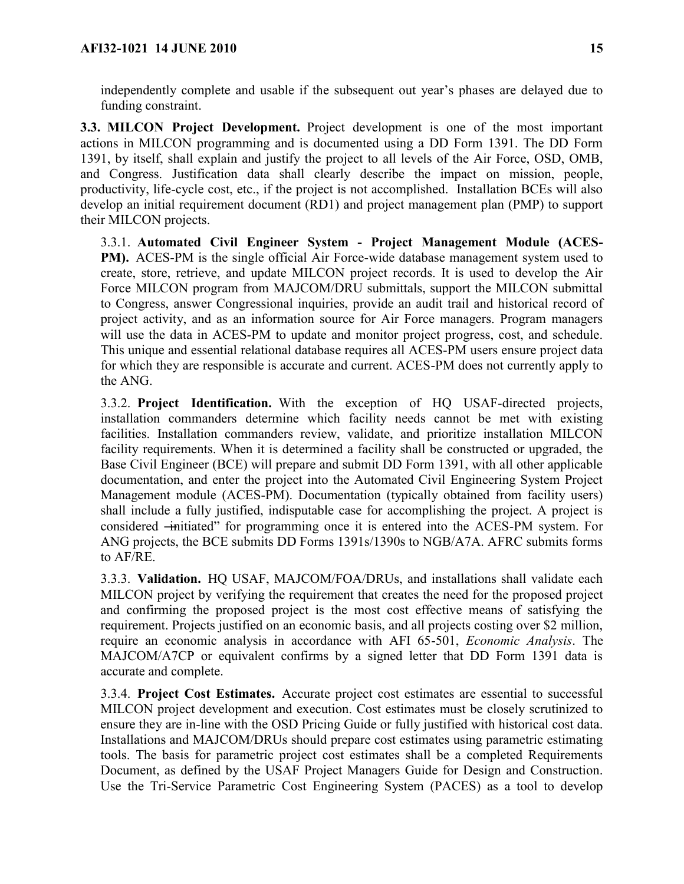independently complete and usable if the subsequent out year's phases are delayed due to funding constraint.

**3.3. MILCON Project Development.** Project development is one of the most important actions in MILCON programming and is documented using a DD Form 1391. The DD Form 1391, by itself, shall explain and justify the project to all levels of the Air Force, OSD, OMB, and Congress. Justification data shall clearly describe the impact on mission, people, productivity, life-cycle cost, etc., if the project is not accomplished. Installation BCEs will also develop an initial requirement document (RD1) and project management plan (PMP) to support their MILCON projects.

3.3.1. **Automated Civil Engineer System - Project Management Module (ACES-PM).** ACES-PM is the single official Air Force-wide database management system used to create, store, retrieve, and update MILCON project records. It is used to develop the Air Force MILCON program from MAJCOM/DRU submittals, support the MILCON submittal to Congress, answer Congressional inquiries, provide an audit trail and historical record of project activity, and as an information source for Air Force managers. Program managers will use the data in ACES-PM to update and monitor project progress, cost, and schedule. This unique and essential relational database requires all ACES-PM users ensure project data for which they are responsible is accurate and current. ACES-PM does not currently apply to the ANG.

3.3.2. **Project Identification.** With the exception of HQ USAF-directed projects, installation commanders determine which facility needs cannot be met with existing facilities. Installation commanders review, validate, and prioritize installation MILCON facility requirements. When it is determined a facility shall be constructed or upgraded, the Base Civil Engineer (BCE) will prepare and submit DD Form 1391, with all other applicable documentation, and enter the project into the Automated Civil Engineering System Project Management module (ACES-PM). Documentation (typically obtained from facility users) shall include a fully justified, indisputable case for accomplishing the project. A project is considered "initiated" for programming once it is entered into the ACES-PM system. For ANG projects, the BCE submits DD Forms 1391s/1390s to NGB/A7A. AFRC submits forms to AF/RE.

3.3.3. **Validation.** HQ USAF, MAJCOM/FOA/DRUs, and installations shall validate each MILCON project by verifying the requirement that creates the need for the proposed project and confirming the proposed project is the most cost effective means of satisfying the requirement. Projects justified on an economic basis, and all projects costing over $2 million, require an economic analysis in accordance with AFI 65-501, *Economic Analysis*. The MAJCOM/A7CP or equivalent confirms by a signed letter that DD Form 1391 data is accurate and complete.

3.3.4. **Project Cost Estimates.** Accurate project cost estimates are essential to successful MILCON project development and execution. Cost estimates must be closely scrutinized to ensure they are in-line with the OSD Pricing Guide or fully justified with historical cost data. Installations and MAJCOM/DRUs should prepare cost estimates using parametric estimating tools. The basis for parametric project cost estimates shall be a completed Requirements Document, as defined by the USAF Project Managers Guide for Design and Construction. Use the Tri-Service Parametric Cost Engineering System (PACES) as a tool to develop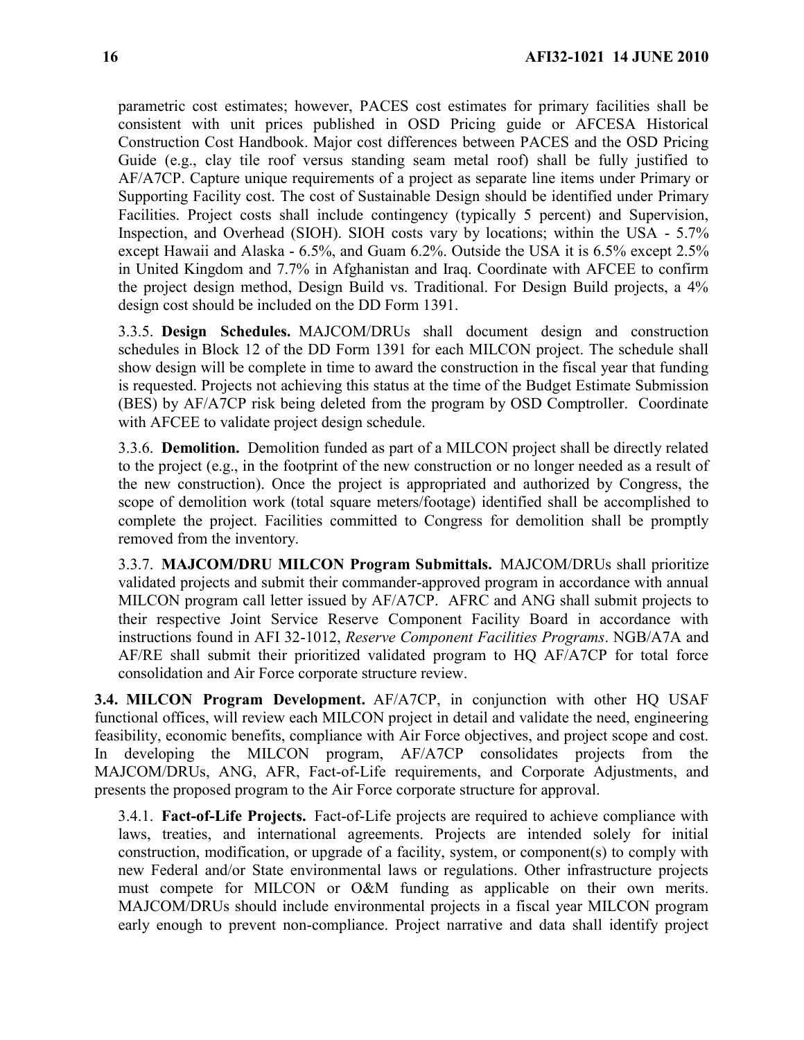parametric cost estimates; however, PACES cost estimates for primary facilities shall be consistent with unit prices published in OSD Pricing guide or AFCESA Historical Construction Cost Handbook. Major cost differences between PACES and the OSD Pricing Guide (e.g., clay tile roof versus standing seam metal roof) shall be fully justified to AF/A7CP. Capture unique requirements of a project as separate line items under Primary or Supporting Facility cost. The cost of Sustainable Design should be identified under Primary Facilities. Project costs shall include contingency (typically 5 percent) and Supervision, Inspection, and Overhead (SIOH). SIOH costs vary by locations; within the USA - 5.7% except Hawaii and Alaska - 6.5%, and Guam 6.2%. Outside the USA it is 6.5% except 2.5% in United Kingdom and 7.7% in Afghanistan and Iraq. Coordinate with AFCEE to confirm the project design method, Design Build vs. Traditional. For Design Build projects, a 4% design cost should be included on the DD Form 1391.

3.3.5. **Design Schedules.** MAJCOM/DRUs shall document design and construction schedules in Block 12 of the DD Form 1391 for each MILCON project. The schedule shall show design will be complete in time to award the construction in the fiscal year that funding is requested. Projects not achieving this status at the time of the Budget Estimate Submission (BES) by AF/A7CP risk being deleted from the program by OSD Comptroller. Coordinate with AFCEE to validate project design schedule.

3.3.6. **Demolition.** Demolition funded as part of a MILCON project shall be directly related to the project (e.g., in the footprint of the new construction or no longer needed as a result of the new construction). Once the project is appropriated and authorized by Congress, the scope of demolition work (total square meters/footage) identified shall be accomplished to complete the project. Facilities committed to Congress for demolition shall be promptly removed from the inventory.

3.3.7. **MAJCOM/DRU MILCON Program Submittals.** MAJCOM/DRUs shall prioritize validated projects and submit their commander-approved program in accordance with annual MILCON program call letter issued by AF/A7CP. AFRC and ANG shall submit projects to their respective Joint Service Reserve Component Facility Board in accordance with instructions found in AFI 32-1012, *Reserve Component Facilities Programs*. NGB/A7A and AF/RE shall submit their prioritized validated program to HQ AF/A7CP for total force consolidation and Air Force corporate structure review.

**3.4. MILCON Program Development.** AF/A7CP, in conjunction with other HQ USAF functional offices, will review each MILCON project in detail and validate the need, engineering feasibility, economic benefits, compliance with Air Force objectives, and project scope and cost. In developing the MILCON program, AF/A7CP consolidates projects from the MAJCOM/DRUs, ANG, AFR, Fact-of-Life requirements, and Corporate Adjustments, and presents the proposed program to the Air Force corporate structure for approval.

3.4.1. **Fact-of-Life Projects.** Fact-of-Life projects are required to achieve compliance with laws, treaties, and international agreements. Projects are intended solely for initial construction, modification, or upgrade of a facility, system, or component(s) to comply with new Federal and/or State environmental laws or regulations. Other infrastructure projects must compete for MILCON or O&M funding as applicable on their own merits. MAJCOM/DRUs should include environmental projects in a fiscal year MILCON program early enough to prevent non-compliance. Project narrative and data shall identify project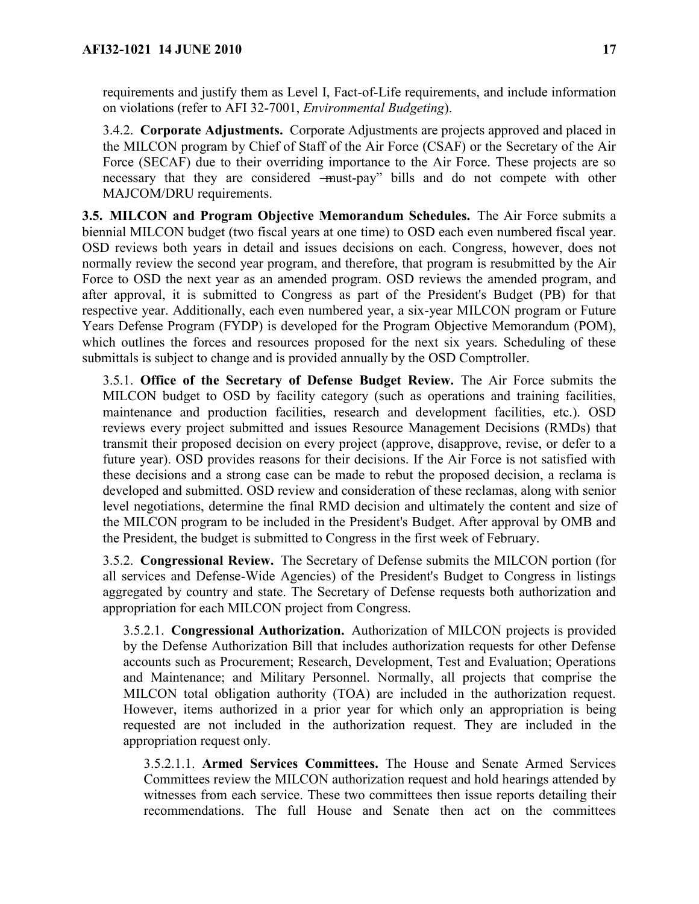requirements and justify them as Level I, Fact-of-Life requirements, and include information on violations (refer to AFI 32-7001, *Environmental Budgeting*).

3.4.2. **Corporate Adjustments.** Corporate Adjustments are projects approved and placed in the MILCON program by Chief of Staff of the Air Force (CSAF) or the Secretary of the Air Force (SECAF) due to their overriding importance to the Air Force. These projects are so necessary that they are considered ―must-pay" bills and do not compete with other MAJCOM/DRU requirements.

**3.5. MILCON and Program Objective Memorandum Schedules.** The Air Force submits a biennial MILCON budget (two fiscal years at one time) to OSD each even numbered fiscal year. OSD reviews both years in detail and issues decisions on each. Congress, however, does not normally review the second year program, and therefore, that program is resubmitted by the Air Force to OSD the next year as an amended program. OSD reviews the amended program, and after approval, it is submitted to Congress as part of the President's Budget (PB) for that respective year. Additionally, each even numbered year, a six-year MILCON program or Future Years Defense Program (FYDP) is developed for the Program Objective Memorandum (POM), which outlines the forces and resources proposed for the next six years. Scheduling of these submittals is subject to change and is provided annually by the OSD Comptroller.

3.5.1. **Office of the Secretary of Defense Budget Review.** The Air Force submits the MILCON budget to OSD by facility category (such as operations and training facilities, maintenance and production facilities, research and development facilities, etc.). OSD reviews every project submitted and issues Resource Management Decisions (RMDs) that transmit their proposed decision on every project (approve, disapprove, revise, or defer to a future year). OSD provides reasons for their decisions. If the Air Force is not satisfied with these decisions and a strong case can be made to rebut the proposed decision, a reclama is developed and submitted. OSD review and consideration of these reclamas, along with senior level negotiations, determine the final RMD decision and ultimately the content and size of the MILCON program to be included in the President's Budget. After approval by OMB and the President, the budget is submitted to Congress in the first week of February.

3.5.2. **Congressional Review.** The Secretary of Defense submits the MILCON portion (for all services and Defense-Wide Agencies) of the President's Budget to Congress in listings aggregated by country and state. The Secretary of Defense requests both authorization and appropriation for each MILCON project from Congress.

3.5.2.1. **Congressional Authorization.** Authorization of MILCON projects is provided by the Defense Authorization Bill that includes authorization requests for other Defense accounts such as Procurement; Research, Development, Test and Evaluation; Operations and Maintenance; and Military Personnel. Normally, all projects that comprise the MILCON total obligation authority (TOA) are included in the authorization request. However, items authorized in a prior year for which only an appropriation is being requested are not included in the authorization request. They are included in the appropriation request only.

3.5.2.1.1. **Armed Services Committees.** The House and Senate Armed Services Committees review the MILCON authorization request and hold hearings attended by witnesses from each service. These two committees then issue reports detailing their recommendations. The full House and Senate then act on the committees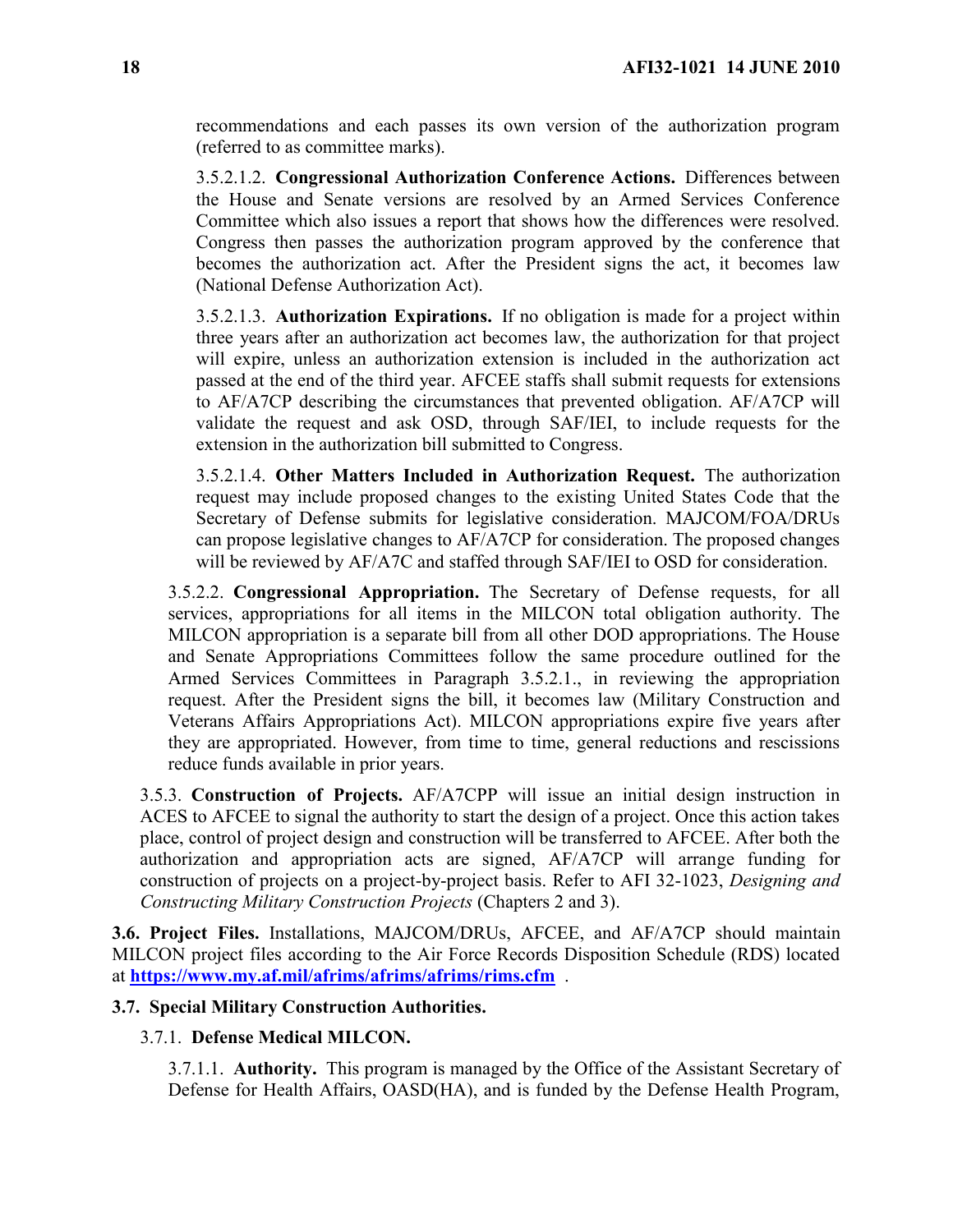recommendations and each passes its own version of the authorization program (referred to as committee marks).

3.5.2.1.2. **Congressional Authorization Conference Actions.** Differences between the House and Senate versions are resolved by an Armed Services Conference Committee which also issues a report that shows how the differences were resolved. Congress then passes the authorization program approved by the conference that becomes the authorization act. After the President signs the act, it becomes law (National Defense Authorization Act).

3.5.2.1.3. **Authorization Expirations.** If no obligation is made for a project within three years after an authorization act becomes law, the authorization for that project will expire, unless an authorization extension is included in the authorization act passed at the end of the third year. AFCEE staffs shall submit requests for extensions to AF/A7CP describing the circumstances that prevented obligation. AF/A7CP will validate the request and ask OSD, through SAF/IEI, to include requests for the extension in the authorization bill submitted to Congress.

3.5.2.1.4. **Other Matters Included in Authorization Request.** The authorization request may include proposed changes to the existing United States Code that the Secretary of Defense submits for legislative consideration. MAJCOM/FOA/DRUs can propose legislative changes to AF/A7CP for consideration. The proposed changes will be reviewed by AF/A7C and staffed through SAF/IEI to OSD for consideration.

3.5.2.2. **Congressional Appropriation.** The Secretary of Defense requests, for all services, appropriations for all items in the MILCON total obligation authority. The MILCON appropriation is a separate bill from all other DOD appropriations. The House and Senate Appropriations Committees follow the same procedure outlined for the Armed Services Committees in Paragraph 3.5.2.1., in reviewing the appropriation request. After the President signs the bill, it becomes law (Military Construction and Veterans Affairs Appropriations Act). MILCON appropriations expire five years after they are appropriated. However, from time to time, general reductions and rescissions reduce funds available in prior years.

3.5.3. **Construction of Projects.** AF/A7CPP will issue an initial design instruction in ACES to AFCEE to signal the authority to start the design of a project. Once this action takes place, control of project design and construction will be transferred to AFCEE. After both the authorization and appropriation acts are signed, AF/A7CP will arrange funding for construction of projects on a project-by-project basis. Refer to AFI 32-1023, *Designing and Constructing Military Construction Projects* (Chapters 2 and 3).

**3.6. Project Files.** Installations, MAJCOM/DRUs, AFCEE, and AF/A7CP should maintain MILCON project files according to the Air Force Records Disposition Schedule (RDS) located at **https://www.my.af.mil/afrims/afrims/afrims/rims.cfm** .

**3.7. Special Military Construction Authorities.**

3.7.1. **Defense Medical MILCON.**

3.7.1.1. **Authority.** This program is managed by the Office of the Assistant Secretary of Defense for Health Affairs, OASD(HA), and is funded by the Defense Health Program,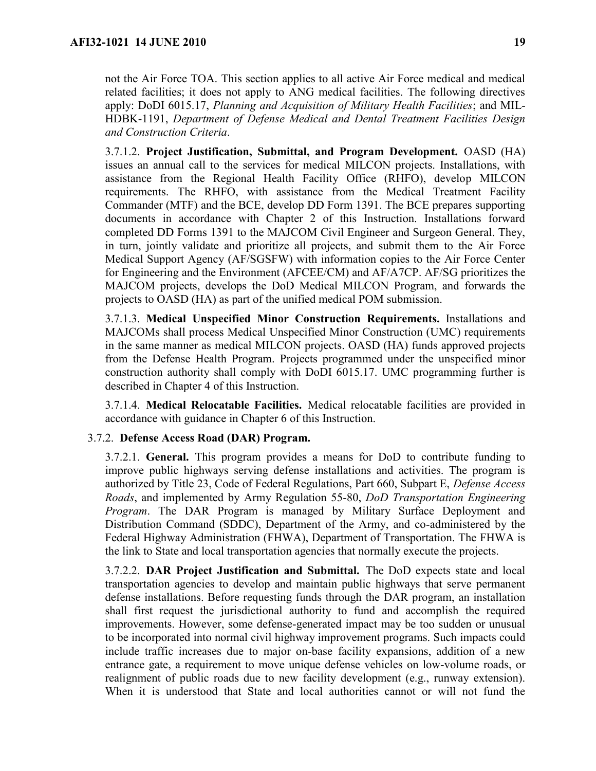not the Air Force TOA. This section applies to all active Air Force medical and medical related facilities; it does not apply to ANG medical facilities. The following directives apply: DoDI 6015.17, *Planning and Acquisition of Military Health Facilities*; and MIL-HDBK-1191, *Department of Defense Medical and Dental Treatment Facilities Design and Construction Criteria*.

3.7.1.2. **Project Justification, Submittal, and Program Development.** OASD (HA) issues an annual call to the services for medical MILCON projects. Installations, with assistance from the Regional Health Facility Office (RHFO), develop MILCON requirements. The RHFO, with assistance from the Medical Treatment Facility Commander (MTF) and the BCE, develop DD Form 1391. The BCE prepares supporting documents in accordance with Chapter 2 of this Instruction. Installations forward completed DD Forms 1391 to the MAJCOM Civil Engineer and Surgeon General. They, in turn, jointly validate and prioritize all projects, and submit them to the Air Force Medical Support Agency (AF/SGSFW) with information copies to the Air Force Center for Engineering and the Environment (AFCEE/CM) and AF/A7CP. AF/SG prioritizes the MAJCOM projects, develops the DoD Medical MILCON Program, and forwards the projects to OASD (HA) as part of the unified medical POM submission.

3.7.1.3. **Medical Unspecified Minor Construction Requirements.** Installations and MAJCOMs shall process Medical Unspecified Minor Construction (UMC) requirements in the same manner as medical MILCON projects. OASD (HA) funds approved projects from the Defense Health Program. Projects programmed under the unspecified minor construction authority shall comply with DoDI 6015.17. UMC programming further is described in Chapter 4 of this Instruction.

3.7.1.4. **Medical Relocatable Facilities.** Medical relocatable facilities are provided in accordance with guidance in Chapter 6 of this Instruction.

3.7.2. **Defense Access Road (DAR) Program.**

3.7.2.1. **General.** This program provides a means for DoD to contribute funding to improve public highways serving defense installations and activities. The program is authorized by Title 23, Code of Federal Regulations, Part 660, Subpart E, *Defense Access Roads*, and implemented by Army Regulation 55-80, *DoD Transportation Engineering Program*. The DAR Program is managed by Military Surface Deployment and Distribution Command (SDDC), Department of the Army, and co-administered by the Federal Highway Administration (FHWA), Department of Transportation. The FHWA is the link to State and local transportation agencies that normally execute the projects.

3.7.2.2. **DAR Project Justification and Submittal.** The DoD expects state and local transportation agencies to develop and maintain public highways that serve permanent defense installations. Before requesting funds through the DAR program, an installation shall first request the jurisdictional authority to fund and accomplish the required improvements. However, some defense-generated impact may be too sudden or unusual to be incorporated into normal civil highway improvement programs. Such impacts could include traffic increases due to major on-base facility expansions, addition of a new entrance gate, a requirement to move unique defense vehicles on low-volume roads, or realignment of public roads due to new facility development (e.g., runway extension). When it is understood that State and local authorities cannot or will not fund the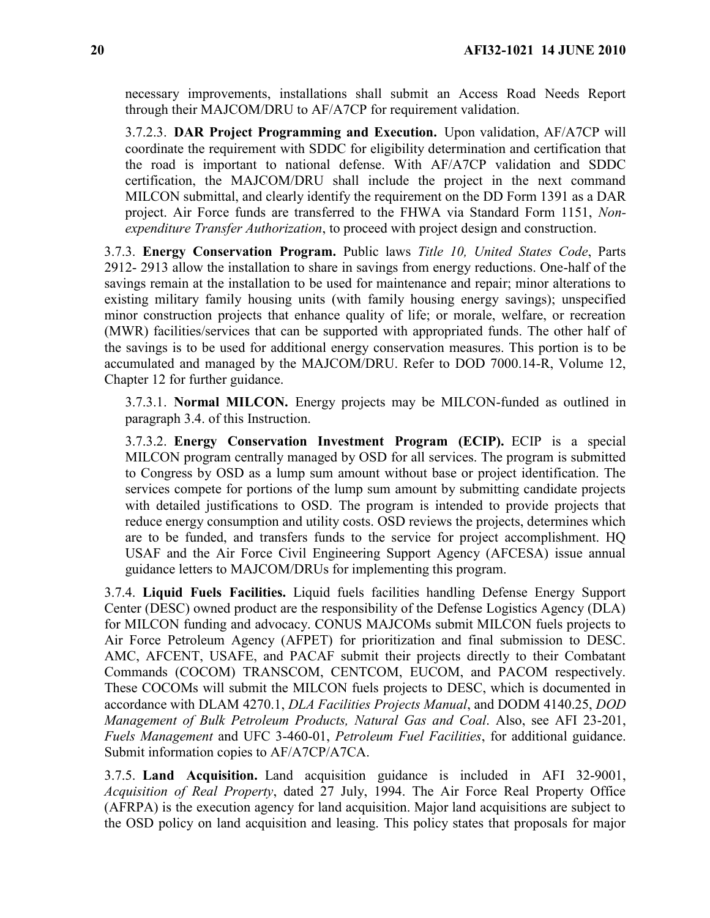necessary improvements, installations shall submit an Access Road Needs Report through their MAJCOM/DRU to AF/A7CP for requirement validation.

3.7.2.3. **DAR Project Programming and Execution.** Upon validation, AF/A7CP will coordinate the requirement with SDDC for eligibility determination and certification that the road is important to national defense. With AF/A7CP validation and SDDC certification, the MAJCOM/DRU shall include the project in the next command MILCON submittal, and clearly identify the requirement on the DD Form 1391 as a DAR project. Air Force funds are transferred to the FHWA via Standard Form 1151, *Non-expenditure Transfer Authorization*, to proceed with project design and construction.

3.7.3. **Energy Conservation Program.** Public laws *Title 10, United States Code*, Parts 2912- 2913 allow the installation to share in savings from energy reductions. One-half of the savings remain at the installation to be used for maintenance and repair; minor alterations to existing military family housing units (with family housing energy savings); unspecified minor construction projects that enhance quality of life; or morale, welfare, or recreation (MWR) facilities/services that can be supported with appropriated funds. The other half of the savings is to be used for additional energy conservation measures. This portion is to be accumulated and managed by the MAJCOM/DRU. Refer to DOD 7000.14-R, Volume 12, Chapter 12 for further guidance.

3.7.3.1. **Normal MILCON.** Energy projects may be MILCON-funded as outlined in paragraph 3.4. of this Instruction.

3.7.3.2. **Energy Conservation Investment Program (ECIP).** ECIP is a special MILCON program centrally managed by OSD for all services. The program is submitted to Congress by OSD as a lump sum amount without base or project identification. The services compete for portions of the lump sum amount by submitting candidate projects with detailed justifications to OSD. The program is intended to provide projects that reduce energy consumption and utility costs. OSD reviews the projects, determines which are to be funded, and transfers funds to the service for project accomplishment. HQ USAF and the Air Force Civil Engineering Support Agency (AFCESA) issue annual guidance letters to MAJCOM/DRUs for implementing this program.

3.7.4. **Liquid Fuels Facilities.** Liquid fuels facilities handling Defense Energy Support Center (DESC) owned product are the responsibility of the Defense Logistics Agency (DLA) for MILCON funding and advocacy. CONUS MAJCOMs submit MILCON fuels projects to Air Force Petroleum Agency (AFPET) for prioritization and final submission to DESC. AMC, AFCENT, USAFE, and PACAF submit their projects directly to their Combatant Commands (COCOM) TRANSCOM, CENTCOM, EUCOM, and PACOM respectively. These COCOMs will submit the MILCON fuels projects to DESC, which is documented in accordance with DLAM 4270.1, *DLA Facilities Projects Manual*, and DODM 4140.25, *DOD Management of Bulk Petroleum Products, Natural Gas and Coal*. Also, see AFI 23-201, *Fuels Management* and UFC 3-460-01, *Petroleum Fuel Facilities*, for additional guidance. Submit information copies to AF/A7CP/A7CA.

3.7.5. **Land Acquisition.** Land acquisition guidance is included in AFI 32-9001, *Acquisition of Real Property*, dated 27 July, 1994. The Air Force Real Property Office (AFRPA) is the execution agency for land acquisition. Major land acquisitions are subject to the OSD policy on land acquisition and leasing. This policy states that proposals for major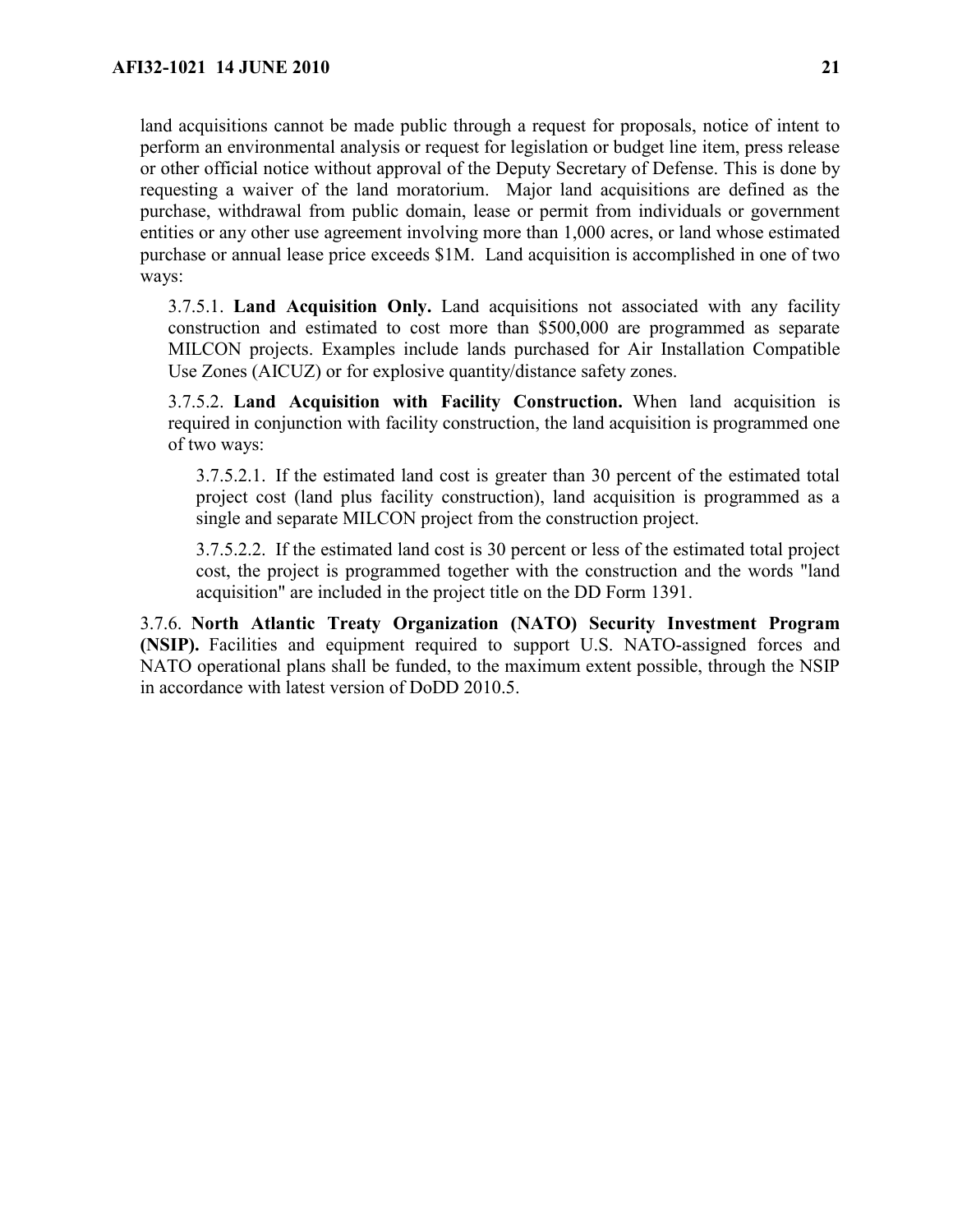land acquisitions cannot be made public through a request for proposals, notice of intent to perform an environmental analysis or request for legislation or budget line item, press release or other official notice without approval of the Deputy Secretary of Defense. This is done by requesting a waiver of the land moratorium. Major land acquisitions are defined as the purchase, withdrawal from public domain, lease or permit from individuals or government entities or any other use agreement involving more than 1,000 acres, or land whose estimated purchase or annual lease price exceeds $1M. Land acquisition is accomplished in one of two ways:

3.7.5.1. **Land Acquisition Only.** Land acquisitions not associated with any facility construction and estimated to cost more than $500,000 are programmed as separate MILCON projects. Examples include lands purchased for Air Installation Compatible Use Zones (AICUZ) or for explosive quantity/distance safety zones.

3.7.5.2. **Land Acquisition with Facility Construction.** When land acquisition is required in conjunction with facility construction, the land acquisition is programmed one of two ways:

3.7.5.2.1. If the estimated land cost is greater than 30 percent of the estimated total project cost (land plus facility construction), land acquisition is programmed as a single and separate MILCON project from the construction project.

3.7.5.2.2. If the estimated land cost is 30 percent or less of the estimated total project cost, the project is programmed together with the construction and the words "land acquisition" are included in the project title on the DD Form 1391.

3.7.6. **North Atlantic Treaty Organization (NATO) Security Investment Program (NSIP).** Facilities and equipment required to support U.S. NATO-assigned forces and NATO operational plans shall be funded, to the maximum extent possible, through the NSIP in accordance with latest version of DoDD 2010.5.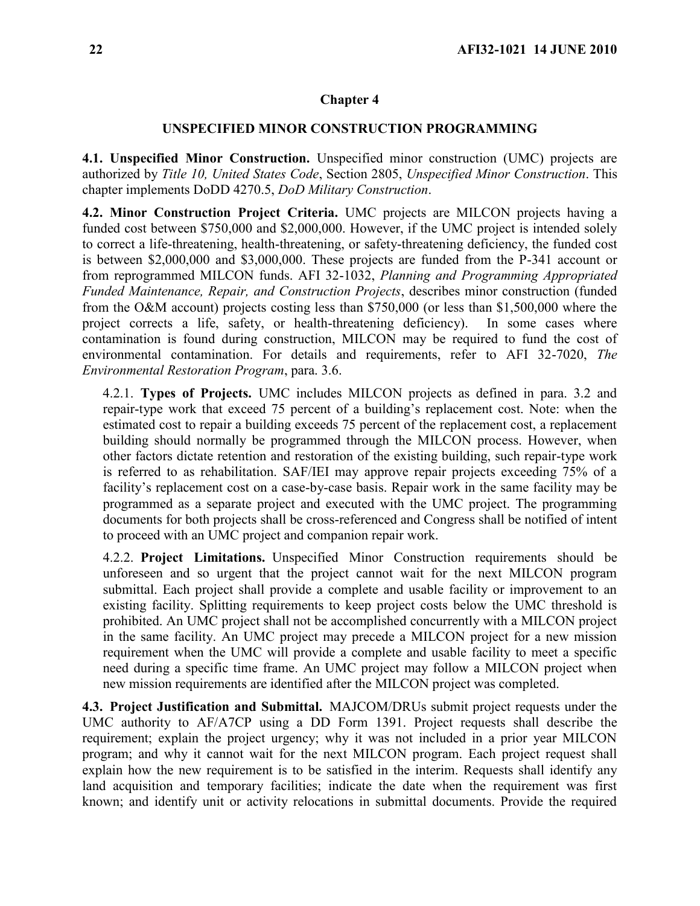## Chapter 4

## UNSPECIFIED MINOR CONSTRUCTION PROGRAMMING

**4.1. Unspecified Minor Construction.** Unspecified minor construction (UMC) projects are authorized by *Title 10, United States Code*, Section 2805, *Unspecified Minor Construction*. This chapter implements DoDD 4270.5, *DoD Military Construction*.

**4.2. Minor Construction Project Criteria.** UMC projects are MILCON projects having a funded cost between $750,000 and $2,000,000. However, if the UMC project is intended solely to correct a life-threatening, health-threatening, or safety-threatening deficiency, the funded cost is between $2,000,000 and $3,000,000. These projects are funded from the P-341 account or from reprogrammed MILCON funds. AFI 32-1032, *Planning and Programming Appropriated Funded Maintenance, Repair, and Construction Projects*, describes minor construction (funded from the O&M account) projects costing less than $750,000 (or less than $1,500,000 where the project corrects a life, safety, or health-threatening deficiency). In some cases where contamination is found during construction, MILCON may be required to fund the cost of environmental contamination. For details and requirements, refer to AFI 32-7020, *The Environmental Restoration Program*, para. 3.6.

4.2.1. **Types of Projects.** UMC includes MILCON projects as defined in para. 3.2 and repair-type work that exceed 75 percent of a building's replacement cost. Note: when the estimated cost to repair a building exceeds 75 percent of the replacement cost, a replacement building should normally be programmed through the MILCON process. However, when other factors dictate retention and restoration of the existing building, such repair-type work is referred to as rehabilitation. SAF/IEI may approve repair projects exceeding 75% of a facility's replacement cost on a case-by-case basis. Repair work in the same facility may be programmed as a separate project and executed with the UMC project. The programming documents for both projects shall be cross-referenced and Congress shall be notified of intent to proceed with an UMC project and companion repair work.

4.2.2. **Project Limitations.** Unspecified Minor Construction requirements should be unforeseen and so urgent that the project cannot wait for the next MILCON program submittal. Each project shall provide a complete and usable facility or improvement to an existing facility. Splitting requirements to keep project costs below the UMC threshold is prohibited. An UMC project shall not be accomplished concurrently with a MILCON project in the same facility. An UMC project may precede a MILCON project for a new mission requirement when the UMC will provide a complete and usable facility to meet a specific need during a specific time frame. An UMC project may follow a MILCON project when new mission requirements are identified after the MILCON project was completed.

**4.3. Project Justification and Submittal.** MAJCOM/DRUs submit project requests under the UMC authority to AF/A7CP using a DD Form 1391. Project requests shall describe the requirement; explain the project urgency; why it was not included in a prior year MILCON program; and why it cannot wait for the next MILCON program. Each project request shall explain how the new requirement is to be satisfied in the interim. Requests shall identify any land acquisition and temporary facilities; indicate the date when the requirement was first known; and identify unit or activity relocations in submittal documents. Provide the required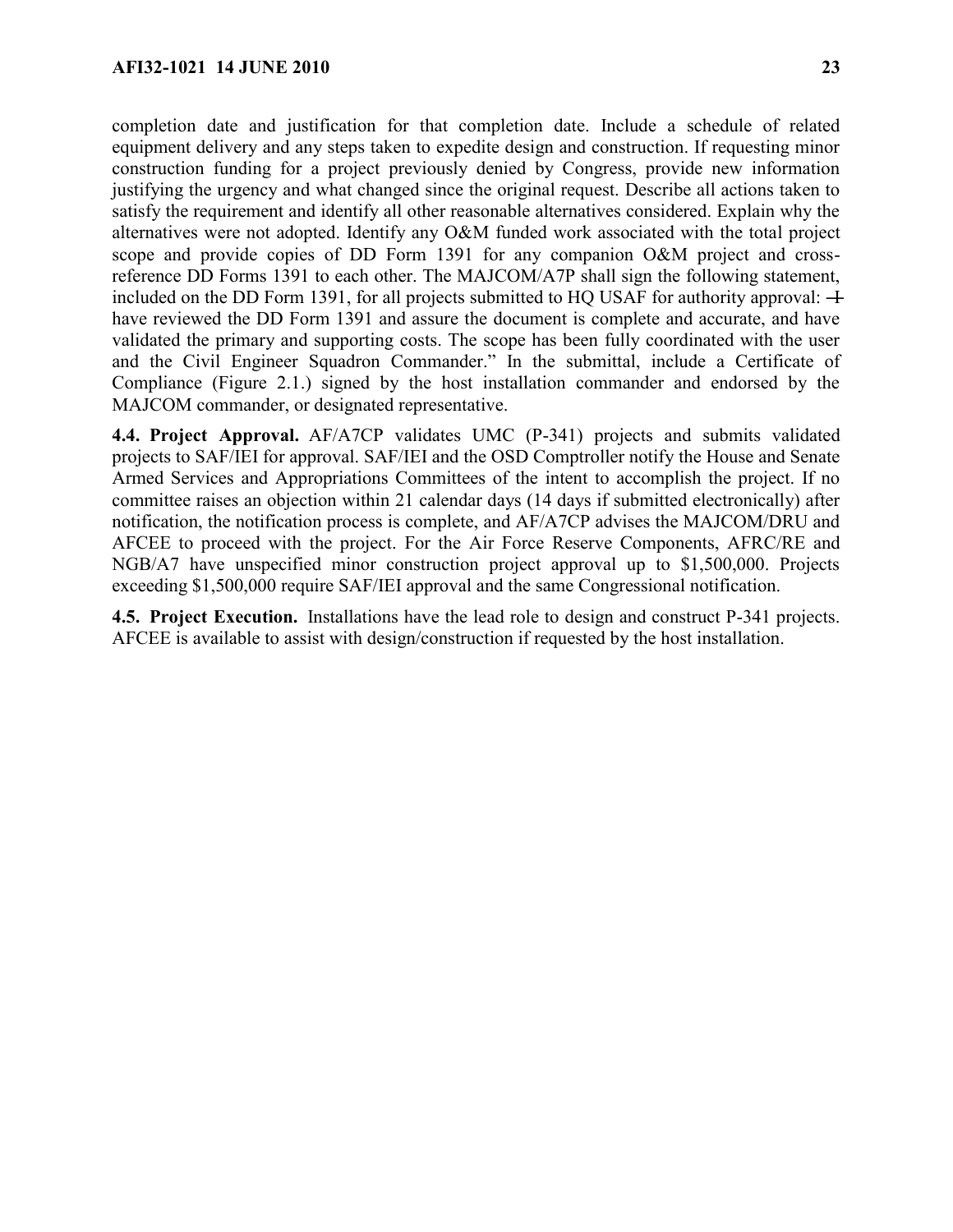completion date and justification for that completion date. Include a schedule of related equipment delivery and any steps taken to expedite design and construction. If requesting minor construction funding for a project previously denied by Congress, provide new information justifying the urgency and what changed since the original request. Describe all actions taken to satisfy the requirement and identify all other reasonable alternatives considered. Explain why the alternatives were not adopted. Identify any O&M funded work associated with the total project scope and provide copies of DD Form 1391 for any companion O&M project and cross-reference DD Forms 1391 to each other. The MAJCOM/A7P shall sign the following statement, included on the DD Form 1391, for all projects submitted to HQ USAF for authority approval: "I have reviewed the DD Form 1391 and assure the document is complete and accurate, and have validated the primary and supporting costs. The scope has been fully coordinated with the user and the Civil Engineer Squadron Commander." In the submittal, include a Certificate of Compliance (Figure 2.1.) signed by the host installation commander and endorsed by the MAJCOM commander, or designated representative.

**4.4. Project Approval.** AF/A7CP validates UMC (P-341) projects and submits validated projects to SAF/IEI for approval. SAF/IEI and the OSD Comptroller notify the House and Senate Armed Services and Appropriations Committees of the intent to accomplish the project. If no committee raises an objection within 21 calendar days (14 days if submitted electronically) after notification, the notification process is complete, and AF/A7CP advises the MAJCOM/DRU and AFCEE to proceed with the project. For the Air Force Reserve Components, AFRC/RE and NGB/A7 have unspecified minor construction project approval up to $1,500,000. Projects exceeding $1,500,000 require SAF/IEI approval and the same Congressional notification.

**4.5. Project Execution.** Installations have the lead role to design and construct P-341 projects. AFCEE is available to assist with design/construction if requested by the host installation.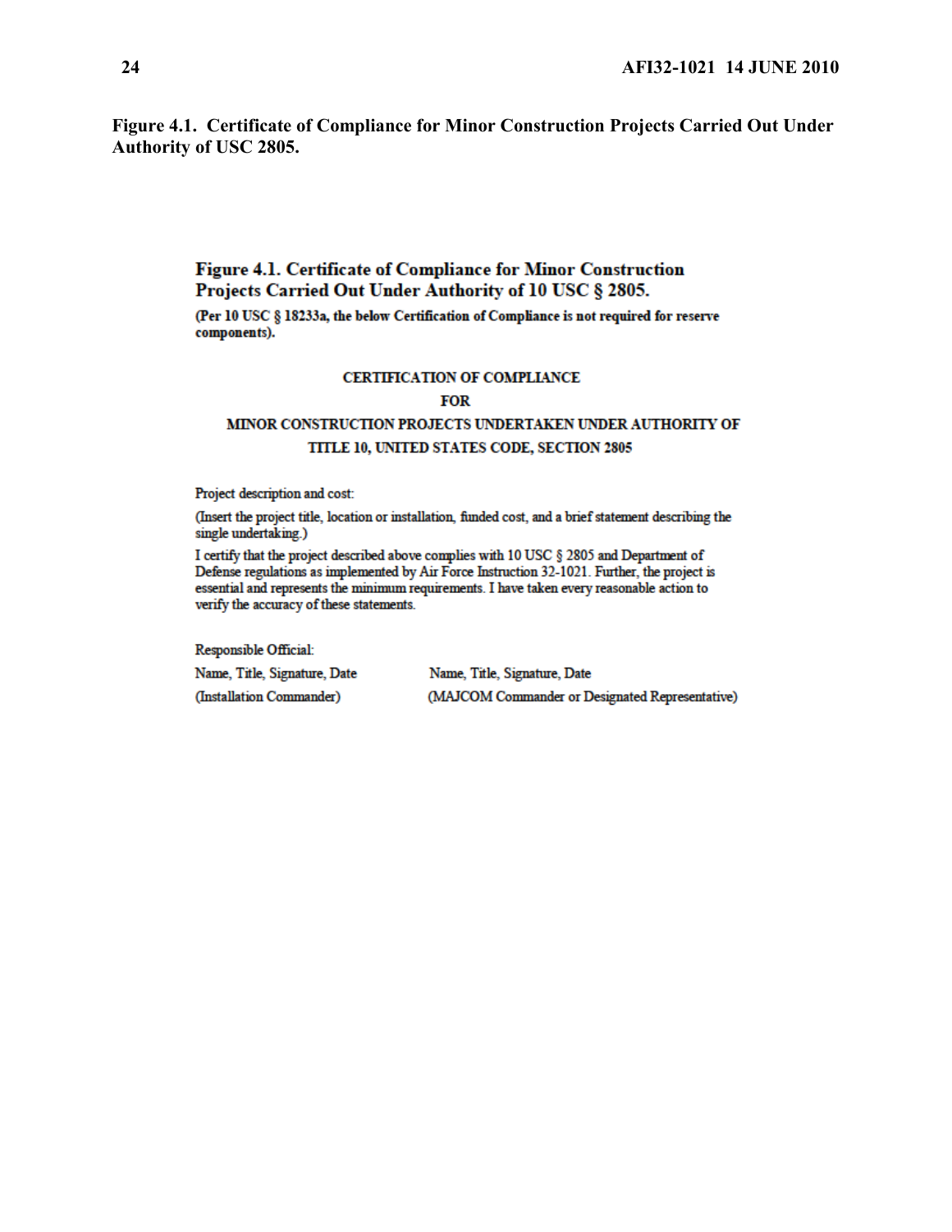**Figure 4.1. Certificate of Compliance for Minor Construction Projects Carried Out Under Authority of USC 2805.**

**Figure 4.1. Certificate of Compliance for Minor Construction Projects Carried Out Under Authority of 10 USC § 2805.**

**(Per 10 USC § 18233a, the below Certification of Compliance is not required for reserve components).**

**CERTIFICATION OF COMPLIANCE**

**FOR**

**MINOR CONSTRUCTION PROJECTS UNDERTAKEN UNDER AUTHORITY OF TITLE 10, UNITED STATES CODE, SECTION 2805**

Project description and cost:

(Insert the project title, location or installation, funded cost, and a brief statement describing the single undertaking.)

I certify that the project described above complies with 10 USC § 2805 and Department of Defense regulations as implemented by Air Force Instruction 32-1021. Further, the project is essential and represents the minimum requirements. I have taken every reasonable action to verify the accuracy of these statements.

Responsible Official:

| | |
|---|---|
| Name, Title, Signature, Date | Name, Title, Signature, Date |
| (Installation Commander) | (MAJCOM Commander or Designated Representative) |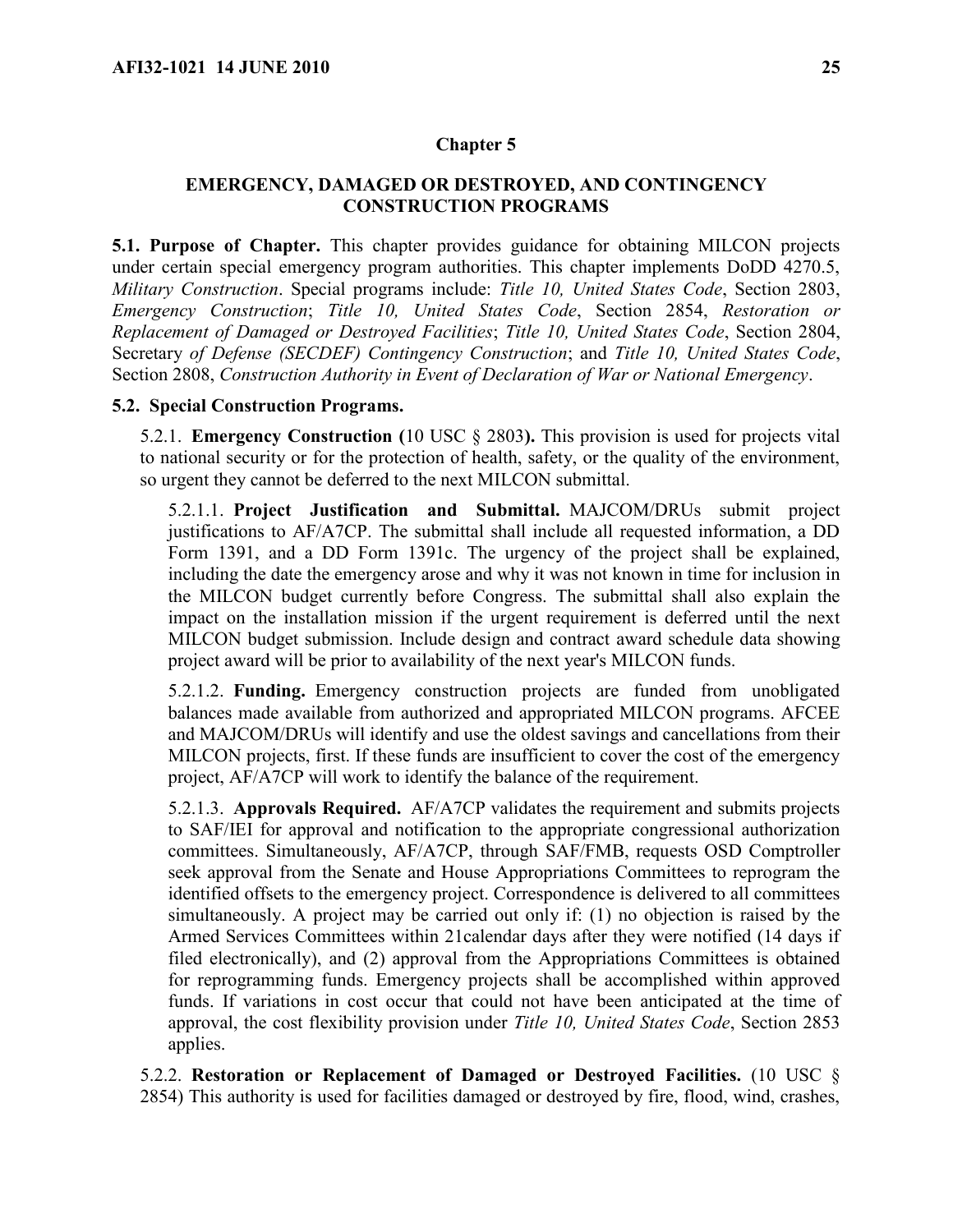## Chapter 5

## EMERGENCY, DAMAGED OR DESTROYED, AND CONTINGENCY CONSTRUCTION PROGRAMS

**5.1. Purpose of Chapter.** This chapter provides guidance for obtaining MILCON projects under certain special emergency program authorities. This chapter implements DoDD 4270.5, *Military Construction*. Special programs include: *Title 10, United States Code*, Section 2803, *Emergency Construction*; *Title 10, United States Code*, Section 2854, *Restoration or Replacement of Damaged or Destroyed Facilities*; *Title 10, United States Code*, Section 2804, Secretary *of Defense (SECDEF) Contingency Construction*; and *Title 10, United States Code*, Section 2808, *Construction Authority in Event of Declaration of War or National Emergency*.

**5.2. Special Construction Programs.**

5.2.1. **Emergency Construction (**10 USC § 2803**).** This provision is used for projects vital to national security or for the protection of health, safety, or the quality of the environment, so urgent they cannot be deferred to the next MILCON submittal.

5.2.1.1. **Project Justification and Submittal.** MAJCOM/DRUs submit project justifications to AF/A7CP. The submittal shall include all requested information, a DD Form 1391, and a DD Form 1391c. The urgency of the project shall be explained, including the date the emergency arose and why it was not known in time for inclusion in the MILCON budget currently before Congress. The submittal shall also explain the impact on the installation mission if the urgent requirement is deferred until the next MILCON budget submission. Include design and contract award schedule data showing project award will be prior to availability of the next year's MILCON funds.

5.2.1.2. **Funding.** Emergency construction projects are funded from unobligated balances made available from authorized and appropriated MILCON programs. AFCEE and MAJCOM/DRUs will identify and use the oldest savings and cancellations from their MILCON projects, first. If these funds are insufficient to cover the cost of the emergency project, AF/A7CP will work to identify the balance of the requirement.

5.2.1.3. **Approvals Required.** AF/A7CP validates the requirement and submits projects to SAF/IEI for approval and notification to the appropriate congressional authorization committees. Simultaneously, AF/A7CP, through SAF/FMB, requests OSD Comptroller seek approval from the Senate and House Appropriations Committees to reprogram the identified offsets to the emergency project. Correspondence is delivered to all committees simultaneously. A project may be carried out only if: (1) no objection is raised by the Armed Services Committees within 21calendar days after they were notified (14 days if filed electronically), and (2) approval from the Appropriations Committees is obtained for reprogramming funds. Emergency projects shall be accomplished within approved funds. If variations in cost occur that could not have been anticipated at the time of approval, the cost flexibility provision under *Title 10, United States Code*, Section 2853 applies.

5.2.2. **Restoration or Replacement of Damaged or Destroyed Facilities.** (10 USC § 2854) This authority is used for facilities damaged or destroyed by fire, flood, wind, crashes,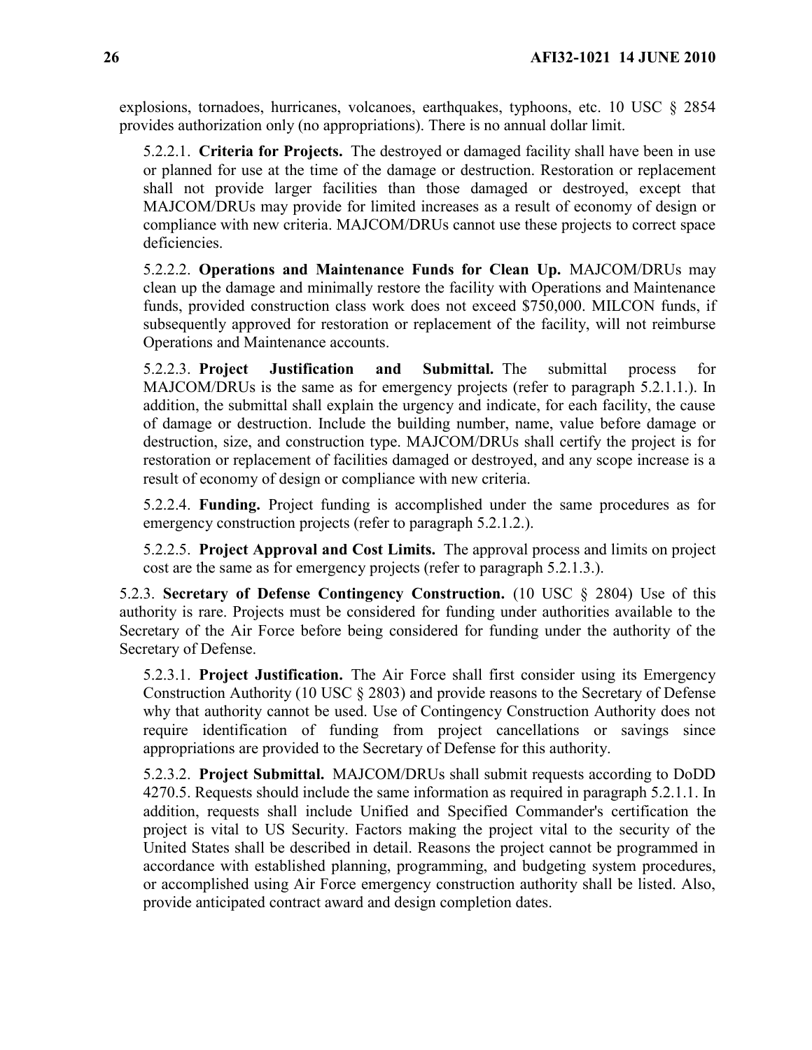explosions, tornadoes, hurricanes, volcanoes, earthquakes, typhoons, etc. 10 USC § 2854 provides authorization only (no appropriations). There is no annual dollar limit.

5.2.2.1. **Criteria for Projects.** The destroyed or damaged facility shall have been in use or planned for use at the time of the damage or destruction. Restoration or replacement shall not provide larger facilities than those damaged or destroyed, except that MAJCOM/DRUs may provide for limited increases as a result of economy of design or compliance with new criteria. MAJCOM/DRUs cannot use these projects to correct space deficiencies.

5.2.2.2. **Operations and Maintenance Funds for Clean Up.** MAJCOM/DRUs may clean up the damage and minimally restore the facility with Operations and Maintenance funds, provided construction class work does not exceed $750,000. MILCON funds, if subsequently approved for restoration or replacement of the facility, will not reimburse Operations and Maintenance accounts.

5.2.2.3. **Project Justification and Submittal.** The submittal process for MAJCOM/DRUs is the same as for emergency projects (refer to paragraph 5.2.1.1.). In addition, the submittal shall explain the urgency and indicate, for each facility, the cause of damage or destruction. Include the building number, name, value before damage or destruction, size, and construction type. MAJCOM/DRUs shall certify the project is for restoration or replacement of facilities damaged or destroyed, and any scope increase is a result of economy of design or compliance with new criteria.

5.2.2.4. **Funding.** Project funding is accomplished under the same procedures as for emergency construction projects (refer to paragraph 5.2.1.2.).

5.2.2.5. **Project Approval and Cost Limits.** The approval process and limits on project cost are the same as for emergency projects (refer to paragraph 5.2.1.3.).

5.2.3. **Secretary of Defense Contingency Construction.** (10 USC § 2804) Use of this authority is rare. Projects must be considered for funding under authorities available to the Secretary of the Air Force before being considered for funding under the authority of the Secretary of Defense.

5.2.3.1. **Project Justification.** The Air Force shall first consider using its Emergency Construction Authority (10 USC § 2803) and provide reasons to the Secretary of Defense why that authority cannot be used. Use of Contingency Construction Authority does not require identification of funding from project cancellations or savings since appropriations are provided to the Secretary of Defense for this authority.

5.2.3.2. **Project Submittal.** MAJCOM/DRUs shall submit requests according to DoDD 4270.5. Requests should include the same information as required in paragraph 5.2.1.1. In addition, requests shall include Unified and Specified Commander's certification the project is vital to US Security. Factors making the project vital to the security of the United States shall be described in detail. Reasons the project cannot be programmed in accordance with established planning, programming, and budgeting system procedures, or accomplished using Air Force emergency construction authority shall be listed. Also, provide anticipated contract award and design completion dates.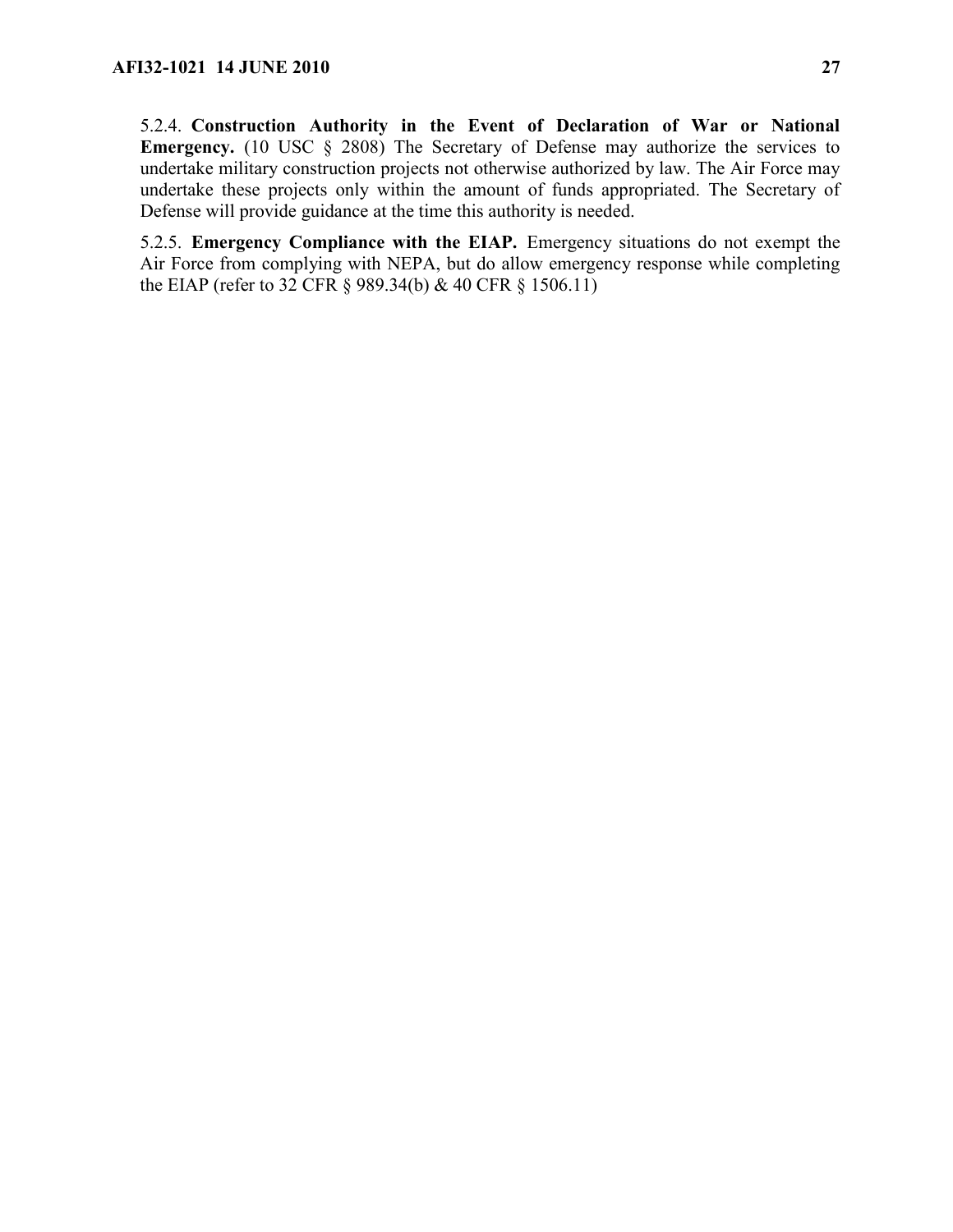5.2.4. **Construction Authority in the Event of Declaration of War or National Emergency.** (10 USC § 2808) The Secretary of Defense may authorize the services to undertake military construction projects not otherwise authorized by law. The Air Force may undertake these projects only within the amount of funds appropriated. The Secretary of Defense will provide guidance at the time this authority is needed.

5.2.5. **Emergency Compliance with the EIAP.** Emergency situations do not exempt the Air Force from complying with NEPA, but do allow emergency response while completing the EIAP (refer to 32 CFR § 989.34(b) & 40 CFR § 1506.11)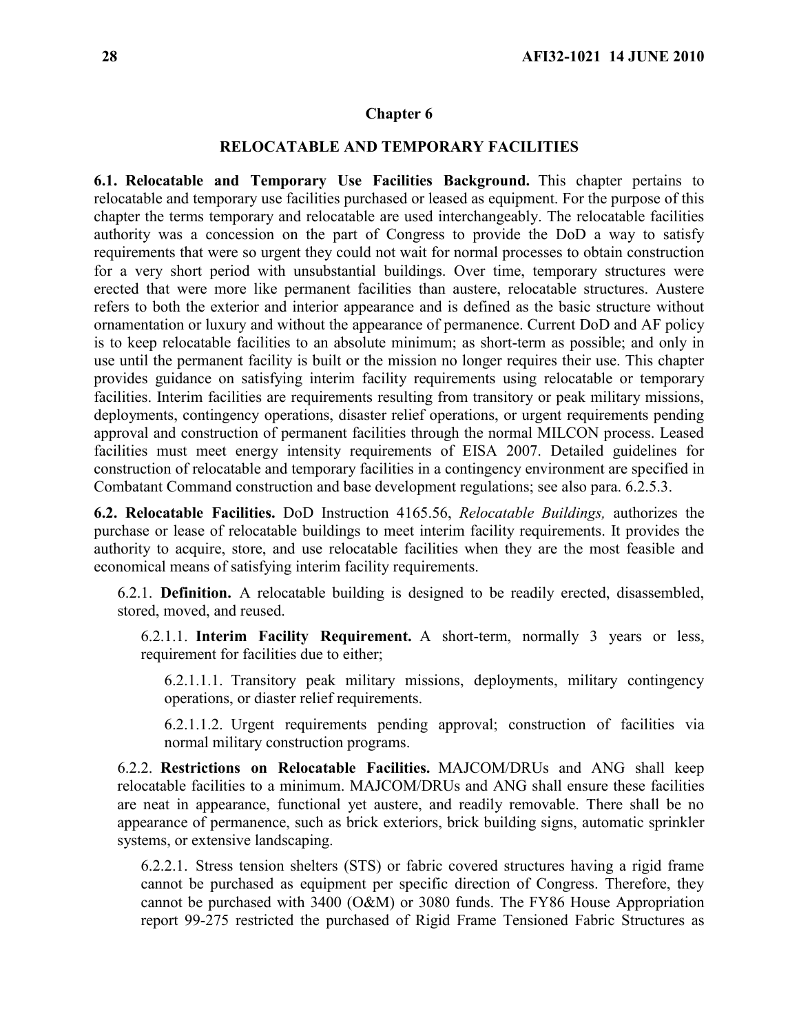# Chapter 6

## RELOCATABLE AND TEMPORARY FACILITIES

**6.1. Relocatable and Temporary Use Facilities Background.** This chapter pertains to relocatable and temporary use facilities purchased or leased as equipment. For the purpose of this chapter the terms temporary and relocatable are used interchangeably. The relocatable facilities authority was a concession on the part of Congress to provide the DoD a way to satisfy requirements that were so urgent they could not wait for normal processes to obtain construction for a very short period with unsubstantial buildings. Over time, temporary structures were erected that were more like permanent facilities than austere, relocatable structures. Austere refers to both the exterior and interior appearance and is defined as the basic structure without ornamentation or luxury and without the appearance of permanence. Current DoD and AF policy is to keep relocatable facilities to an absolute minimum; as short-term as possible; and only in use until the permanent facility is built or the mission no longer requires their use. This chapter provides guidance on satisfying interim facility requirements using relocatable or temporary facilities. Interim facilities are requirements resulting from transitory or peak military missions, deployments, contingency operations, disaster relief operations, or urgent requirements pending approval and construction of permanent facilities through the normal MILCON process. Leased facilities must meet energy intensity requirements of EISA 2007. Detailed guidelines for construction of relocatable and temporary facilities in a contingency environment are specified in Combatant Command construction and base development regulations; see also para. 6.2.5.3.

**6.2. Relocatable Facilities.** DoD Instruction 4165.56, *Relocatable Buildings,* authorizes the purchase or lease of relocatable buildings to meet interim facility requirements. It provides the authority to acquire, store, and use relocatable facilities when they are the most feasible and economical means of satisfying interim facility requirements.

6.2.1. **Definition.** A relocatable building is designed to be readily erected, disassembled, stored, moved, and reused.

6.2.1.1. **Interim Facility Requirement.** A short-term, normally 3 years or less, requirement for facilities due to either;

6.2.1.1.1. Transitory peak military missions, deployments, military contingency operations, or diaster relief requirements.

6.2.1.1.2. Urgent requirements pending approval; construction of facilities via normal military construction programs.

6.2.2. **Restrictions on Relocatable Facilities.** MAJCOM/DRUs and ANG shall keep relocatable facilities to a minimum. MAJCOM/DRUs and ANG shall ensure these facilities are neat in appearance, functional yet austere, and readily removable. There shall be no appearance of permanence, such as brick exteriors, brick building signs, automatic sprinkler systems, or extensive landscaping.

6.2.2.1. Stress tension shelters (STS) or fabric covered structures having a rigid frame cannot be purchased as equipment per specific direction of Congress. Therefore, they cannot be purchased with 3400 (O&M) or 3080 funds. The FY86 House Appropriation report 99-275 restricted the purchased of Rigid Frame Tensioned Fabric Structures as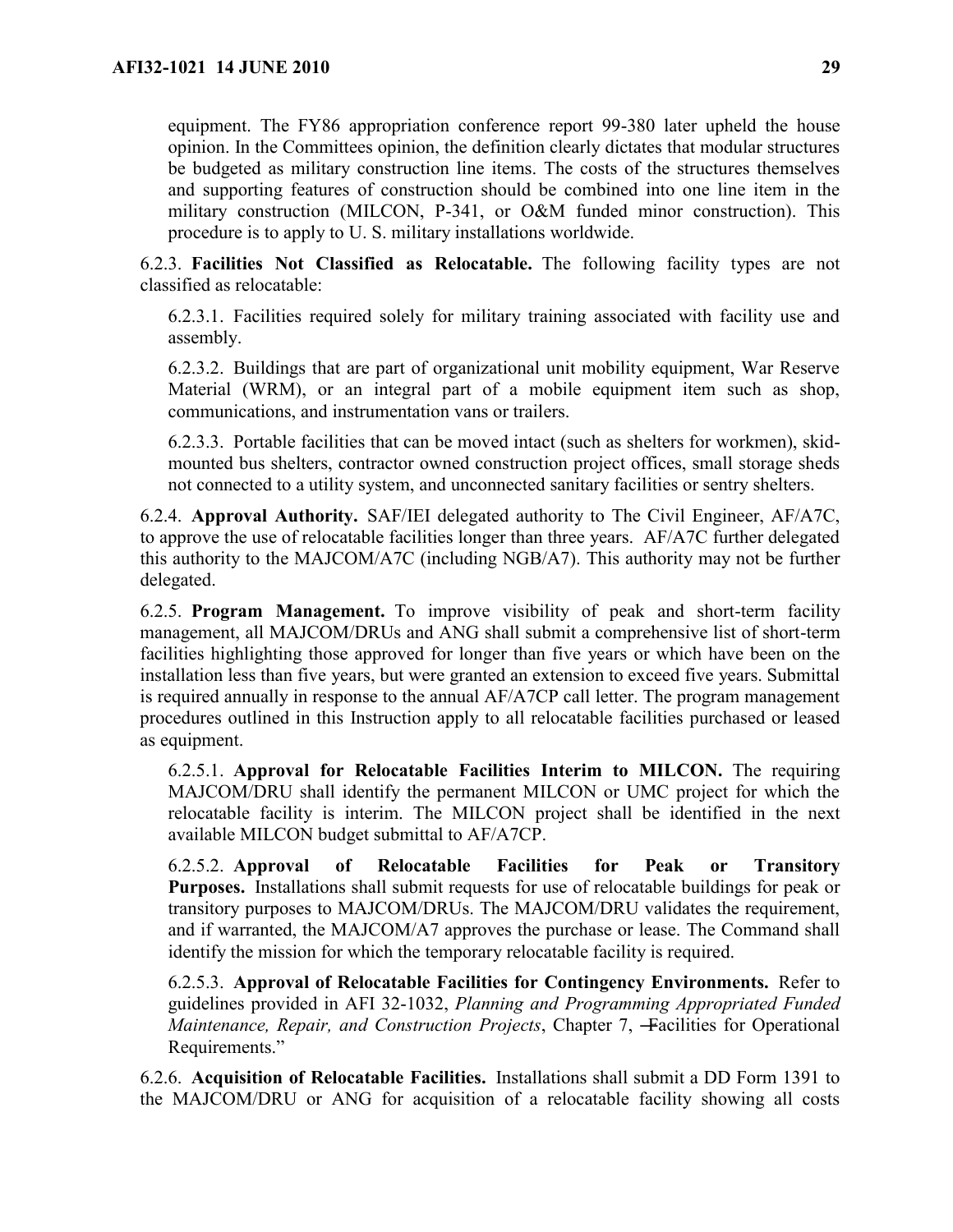equipment. The FY86 appropriation conference report 99-380 later upheld the house opinion. In the Committees opinion, the definition clearly dictates that modular structures be budgeted as military construction line items. The costs of the structures themselves and supporting features of construction should be combined into one line item in the military construction (MILCON, P-341, or O&M funded minor construction). This procedure is to apply to U. S. military installations worldwide.

6.2.3. **Facilities Not Classified as Relocatable.** The following facility types are not classified as relocatable:

6.2.3.1. Facilities required solely for military training associated with facility use and assembly.

6.2.3.2. Buildings that are part of organizational unit mobility equipment, War Reserve Material (WRM), or an integral part of a mobile equipment item such as shop, communications, and instrumentation vans or trailers.

6.2.3.3. Portable facilities that can be moved intact (such as shelters for workmen), skid-mounted bus shelters, contractor owned construction project offices, small storage sheds not connected to a utility system, and unconnected sanitary facilities or sentry shelters.

6.2.4. **Approval Authority.** SAF/IEI delegated authority to The Civil Engineer, AF/A7C, to approve the use of relocatable facilities longer than three years. AF/A7C further delegated this authority to the MAJCOM/A7C (including NGB/A7). This authority may not be further delegated.

6.2.5. **Program Management.** To improve visibility of peak and short-term facility management, all MAJCOM/DRUs and ANG shall submit a comprehensive list of short-term facilities highlighting those approved for longer than five years or which have been on the installation less than five years, but were granted an extension to exceed five years. Submittal is required annually in response to the annual AF/A7CP call letter. The program management procedures outlined in this Instruction apply to all relocatable facilities purchased or leased as equipment.

6.2.5.1. **Approval for Relocatable Facilities Interim to MILCON.** The requiring MAJCOM/DRU shall identify the permanent MILCON or UMC project for which the relocatable facility is interim. The MILCON project shall be identified in the next available MILCON budget submittal to AF/A7CP.

6.2.5.2. **Approval of Relocatable Facilities for Peak or Transitory Purposes.** Installations shall submit requests for use of relocatable buildings for peak or transitory purposes to MAJCOM/DRUs. The MAJCOM/DRU validates the requirement, and if warranted, the MAJCOM/A7 approves the purchase or lease. The Command shall identify the mission for which the temporary relocatable facility is required.

6.2.5.3. **Approval of Relocatable Facilities for Contingency Environments.** Refer to guidelines provided in AFI 32-1032, *Planning and Programming Appropriated Funded Maintenance, Repair, and Construction Projects*, Chapter 7, ―Facilities for Operational Requirements."

6.2.6. **Acquisition of Relocatable Facilities.** Installations shall submit a DD Form 1391 to the MAJCOM/DRU or ANG for acquisition of a relocatable facility showing all costs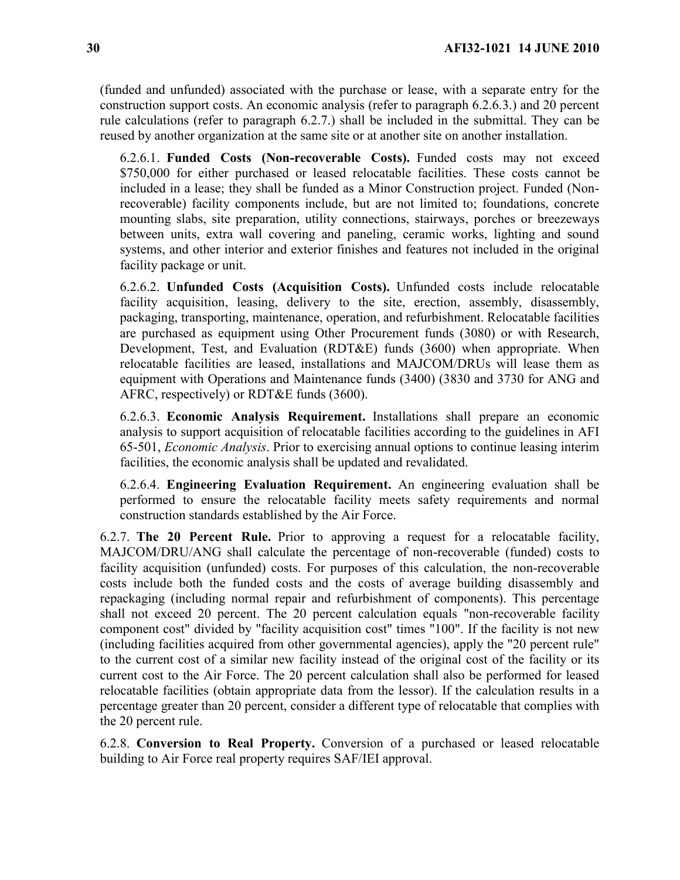(funded and unfunded) associated with the purchase or lease, with a separate entry for the construction support costs. An economic analysis (refer to paragraph 6.2.6.3.) and 20 percent rule calculations (refer to paragraph 6.2.7.) shall be included in the submittal. They can be reused by another organization at the same site or at another site on another installation.

6.2.6.1. **Funded Costs (Non-recoverable Costs).** Funded costs may not exceed \$750,000 for either purchased or leased relocatable facilities. These costs cannot be included in a lease; they shall be funded as a Minor Construction project. Funded (Non-recoverable) facility components include, but are not limited to; foundations, concrete mounting slabs, site preparation, utility connections, stairways, porches or breezeways between units, extra wall covering and paneling, ceramic works, lighting and sound systems, and other interior and exterior finishes and features not included in the original facility package or unit.

6.2.6.2. **Unfunded Costs (Acquisition Costs).** Unfunded costs include relocatable facility acquisition, leasing, delivery to the site, erection, assembly, disassembly, packaging, transporting, maintenance, operation, and refurbishment. Relocatable facilities are purchased as equipment using Other Procurement funds (3080) or with Research, Development, Test, and Evaluation (RDT&E) funds (3600) when appropriate. When relocatable facilities are leased, installations and MAJCOM/DRUs will lease them as equipment with Operations and Maintenance funds (3400) (3830 and 3730 for ANG and AFRC, respectively) or RDT&E funds (3600).

6.2.6.3. **Economic Analysis Requirement.** Installations shall prepare an economic analysis to support acquisition of relocatable facilities according to the guidelines in AFI 65-501, *Economic Analysis*. Prior to exercising annual options to continue leasing interim facilities, the economic analysis shall be updated and revalidated.

6.2.6.4. **Engineering Evaluation Requirement.** An engineering evaluation shall be performed to ensure the relocatable facility meets safety requirements and normal construction standards established by the Air Force.

6.2.7. **The 20 Percent Rule.** Prior to approving a request for a relocatable facility, MAJCOM/DRU/ANG shall calculate the percentage of non-recoverable (funded) costs to facility acquisition (unfunded) costs. For purposes of this calculation, the non-recoverable costs include both the funded costs and the costs of average building disassembly and repackaging (including normal repair and refurbishment of components). This percentage shall not exceed 20 percent. The 20 percent calculation equals "non-recoverable facility component cost" divided by "facility acquisition cost" times "100". If the facility is not new (including facilities acquired from other governmental agencies), apply the "20 percent rule" to the current cost of a similar new facility instead of the original cost of the facility or its current cost to the Air Force. The 20 percent calculation shall also be performed for leased relocatable facilities (obtain appropriate data from the lessor). If the calculation results in a percentage greater than 20 percent, consider a different type of relocatable that complies with the 20 percent rule.

6.2.8. **Conversion to Real Property.** Conversion of a purchased or leased relocatable building to Air Force real property requires SAF/IEI approval.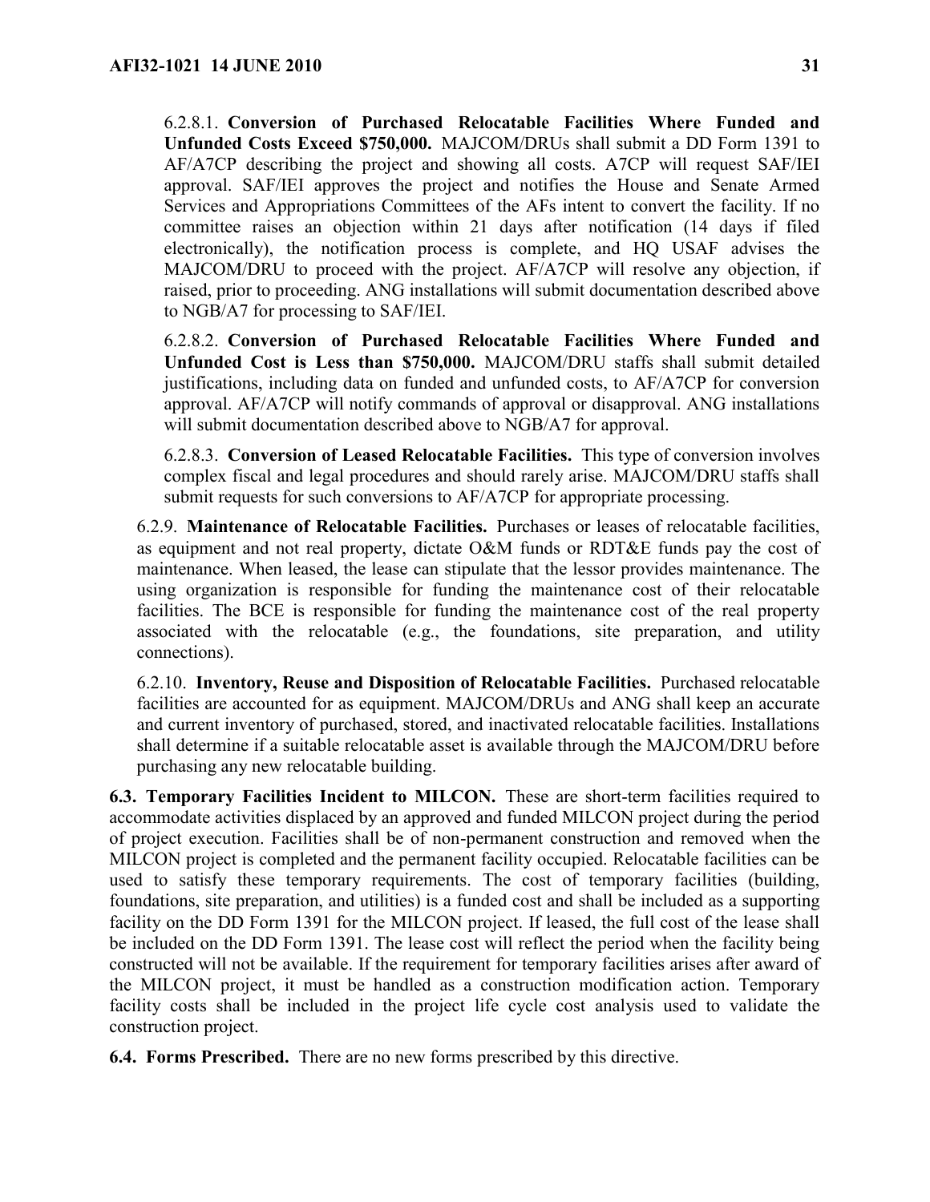6.2.8.1. **Conversion of Purchased Relocatable Facilities Where Funded and Unfunded Costs Exceed $750,000.** MAJCOM/DRUs shall submit a DD Form 1391 to AF/A7CP describing the project and showing all costs. A7CP will request SAF/IEI approval. SAF/IEI approves the project and notifies the House and Senate Armed Services and Appropriations Committees of the AFs intent to convert the facility. If no committee raises an objection within 21 days after notification (14 days if filed electronically), the notification process is complete, and HQ USAF advises the MAJCOM/DRU to proceed with the project. AF/A7CP will resolve any objection, if raised, prior to proceeding. ANG installations will submit documentation described above to NGB/A7 for processing to SAF/IEI.

6.2.8.2. **Conversion of Purchased Relocatable Facilities Where Funded and Unfunded Cost is Less than $750,000.** MAJCOM/DRU staffs shall submit detailed justifications, including data on funded and unfunded costs, to AF/A7CP for conversion approval. AF/A7CP will notify commands of approval or disapproval. ANG installations will submit documentation described above to NGB/A7 for approval.

6.2.8.3. **Conversion of Leased Relocatable Facilities.** This type of conversion involves complex fiscal and legal procedures and should rarely arise. MAJCOM/DRU staffs shall submit requests for such conversions to AF/A7CP for appropriate processing.

6.2.9. **Maintenance of Relocatable Facilities.** Purchases or leases of relocatable facilities, as equipment and not real property, dictate O&M funds or RDT&E funds pay the cost of maintenance. When leased, the lease can stipulate that the lessor provides maintenance. The using organization is responsible for funding the maintenance cost of their relocatable facilities. The BCE is responsible for funding the maintenance cost of the real property associated with the relocatable (e.g., the foundations, site preparation, and utility connections).

6.2.10. **Inventory, Reuse and Disposition of Relocatable Facilities.** Purchased relocatable facilities are accounted for as equipment. MAJCOM/DRUs and ANG shall keep an accurate and current inventory of purchased, stored, and inactivated relocatable facilities. Installations shall determine if a suitable relocatable asset is available through the MAJCOM/DRU before purchasing any new relocatable building.

**6.3. Temporary Facilities Incident to MILCON.** These are short-term facilities required to accommodate activities displaced by an approved and funded MILCON project during the period of project execution. Facilities shall be of non-permanent construction and removed when the MILCON project is completed and the permanent facility occupied. Relocatable facilities can be used to satisfy these temporary requirements. The cost of temporary facilities (building, foundations, site preparation, and utilities) is a funded cost and shall be included as a supporting facility on the DD Form 1391 for the MILCON project. If leased, the full cost of the lease shall be included on the DD Form 1391. The lease cost will reflect the period when the facility being constructed will not be available. If the requirement for temporary facilities arises after award of the MILCON project, it must be handled as a construction modification action. Temporary facility costs shall be included in the project life cycle cost analysis used to validate the construction project.

**6.4. Forms Prescribed.** There are no new forms prescribed by this directive.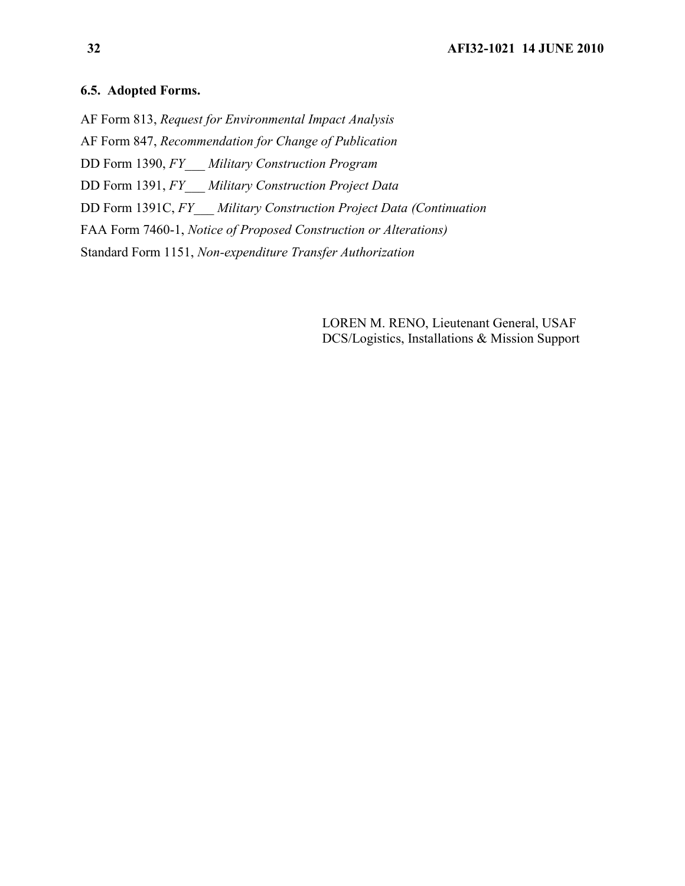### 6.5. Adopted Forms.

AF Form 813, *Request for Environmental Impact Analysis*

AF Form 847, *Recommendation for Change of Publication*

DD Form 1390, *FY___ Military Construction Program*

DD Form 1391, *FY___ Military Construction Project Data*

DD Form 1391C, *FY___ Military Construction Project Data (Continuation*

FAA Form 7460-1, *Notice of Proposed Construction or Alterations)*

Standard Form 1151, *Non-expenditure Transfer Authorization*

LOREN M. RENO, Lieutenant General, USAF
DCS/Logistics, Installations & Mission Support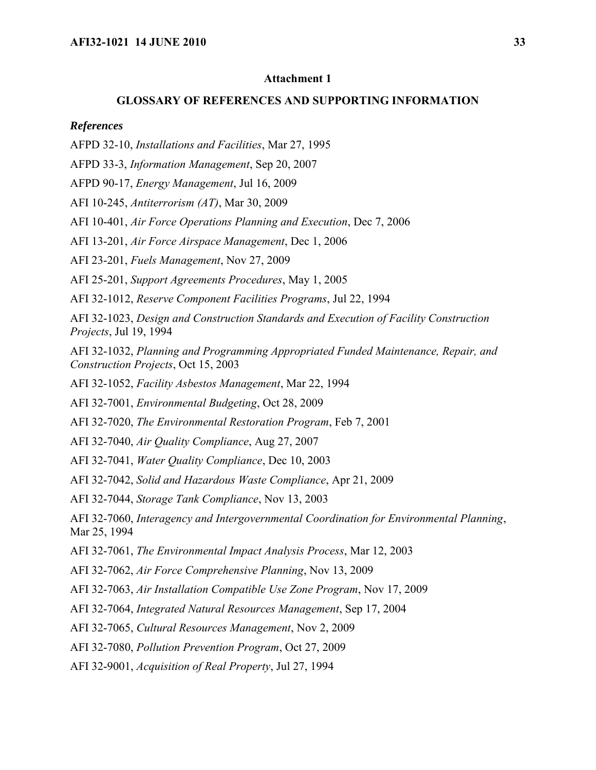## Attachment 1

## GLOSSARY OF REFERENCES AND SUPPORTING INFORMATION

### *References*

AFPD 32-10, *Installations and Facilities*, Mar 27, 1995

AFPD 33-3, *Information Management*, Sep 20, 2007

AFPD 90-17, *Energy Management*, Jul 16, 2009

AFI 10-245, *Antiterrorism (AT)*, Mar 30, 2009

AFI 10-401, *Air Force Operations Planning and Execution*, Dec 7, 2006

AFI 13-201, *Air Force Airspace Management*, Dec 1, 2006

AFI 23-201, *Fuels Management*, Nov 27, 2009

AFI 25-201, *Support Agreements Procedures*, May 1, 2005

AFI 32-1012, *Reserve Component Facilities Programs*, Jul 22, 1994

AFI 32-1023, *Design and Construction Standards and Execution of Facility Construction Projects*, Jul 19, 1994

AFI 32-1032, *Planning and Programming Appropriated Funded Maintenance, Repair, and Construction Projects*, Oct 15, 2003

AFI 32-1052, *Facility Asbestos Management*, Mar 22, 1994

AFI 32-7001, *Environmental Budgeting*, Oct 28, 2009

AFI 32-7020, *The Environmental Restoration Program*, Feb 7, 2001

AFI 32-7040, *Air Quality Compliance*, Aug 27, 2007

AFI 32-7041, *Water Quality Compliance*, Dec 10, 2003

AFI 32-7042, *Solid and Hazardous Waste Compliance*, Apr 21, 2009

AFI 32-7044, *Storage Tank Compliance*, Nov 13, 2003

AFI 32-7060, *Interagency and Intergovernmental Coordination for Environmental Planning*, Mar 25, 1994

AFI 32-7061, *The Environmental Impact Analysis Process*, Mar 12, 2003

AFI 32-7062, *Air Force Comprehensive Planning*, Nov 13, 2009

AFI 32-7063, *Air Installation Compatible Use Zone Program*, Nov 17, 2009

AFI 32-7064, *Integrated Natural Resources Management*, Sep 17, 2004

AFI 32-7065, *Cultural Resources Management*, Nov 2, 2009

AFI 32-7080, *Pollution Prevention Program*, Oct 27, 2009

AFI 32-9001, *Acquisition of Real Property*, Jul 27, 1994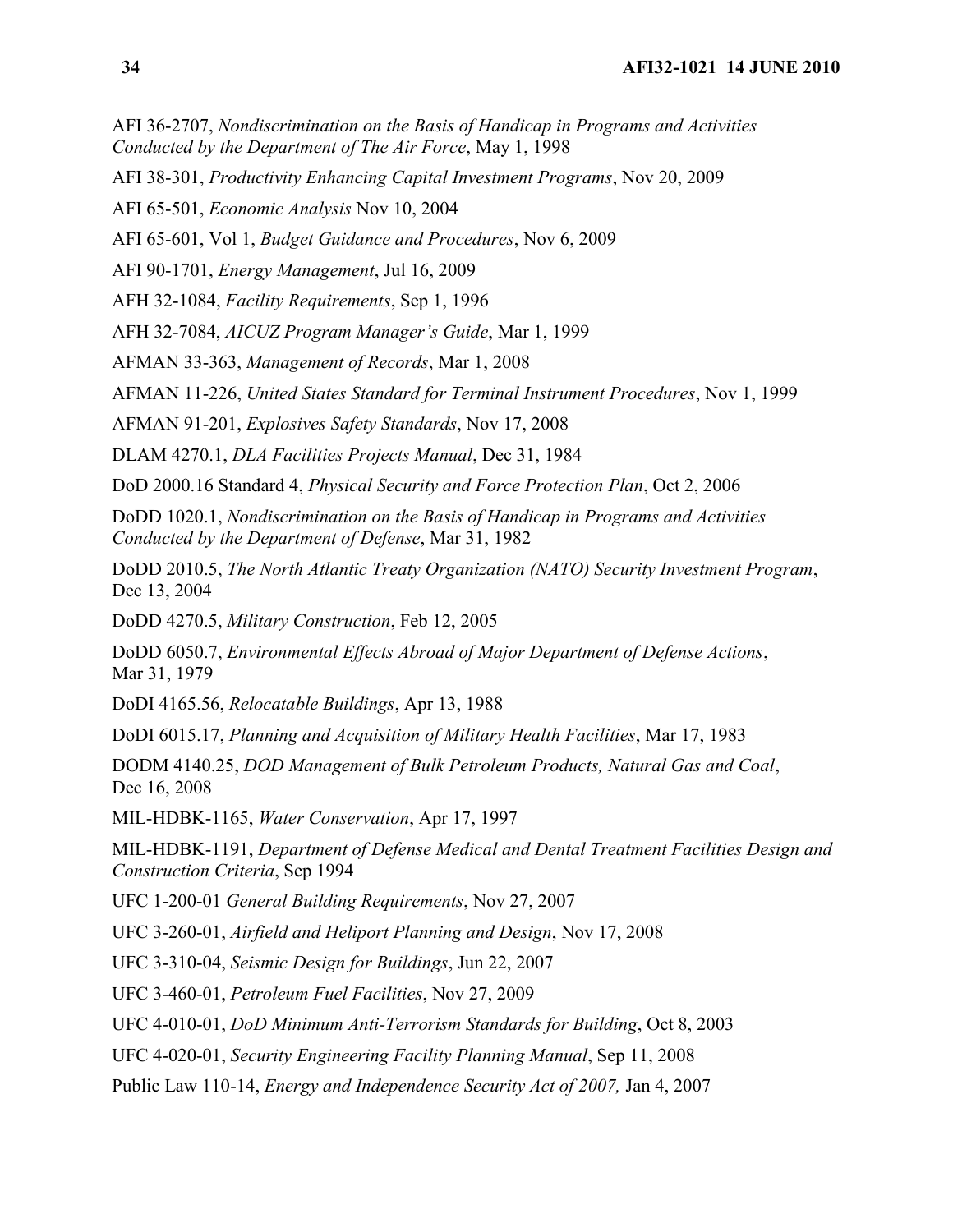AFI 36-2707, *Nondiscrimination on the Basis of Handicap in Programs and Activities Conducted by the Department of The Air Force*, May 1, 1998

AFI 38-301, *Productivity Enhancing Capital Investment Programs*, Nov 20, 2009

AFI 65-501, *Economic Analysis* Nov 10, 2004

AFI 65-601, Vol 1, *Budget Guidance and Procedures*, Nov 6, 2009

AFI 90-1701, *Energy Management*, Jul 16, 2009

AFH 32-1084, *Facility Requirements*, Sep 1, 1996

AFH 32-7084, *AICUZ Program Manager's Guide*, Mar 1, 1999

AFMAN 33-363, *Management of Records*, Mar 1, 2008

AFMAN 11-226, *United States Standard for Terminal Instrument Procedures*, Nov 1, 1999

AFMAN 91-201, *Explosives Safety Standards*, Nov 17, 2008

DLAM 4270.1, *DLA Facilities Projects Manual*, Dec 31, 1984

DoD 2000.16 Standard 4, *Physical Security and Force Protection Plan*, Oct 2, 2006

DoDD 1020.1, *Nondiscrimination on the Basis of Handicap in Programs and Activities Conducted by the Department of Defense*, Mar 31, 1982

DoDD 2010.5, *The North Atlantic Treaty Organization (NATO) Security Investment Program*, Dec 13, 2004

DoDD 4270.5, *Military Construction*, Feb 12, 2005

DoDD 6050.7, *Environmental Effects Abroad of Major Department of Defense Actions*, Mar 31, 1979

DoDI 4165.56, *Relocatable Buildings*, Apr 13, 1988

DoDI 6015.17, *Planning and Acquisition of Military Health Facilities*, Mar 17, 1983

DODM 4140.25, *DOD Management of Bulk Petroleum Products, Natural Gas and Coal*, Dec 16, 2008

MIL-HDBK-1165, *Water Conservation*, Apr 17, 1997

MIL-HDBK-1191, *Department of Defense Medical and Dental Treatment Facilities Design and Construction Criteria*, Sep 1994

UFC 1-200-01 *General Building Requirements*, Nov 27, 2007

UFC 3-260-01, *Airfield and Heliport Planning and Design*, Nov 17, 2008

UFC 3-310-04, *Seismic Design for Buildings*, Jun 22, 2007

UFC 3-460-01, *Petroleum Fuel Facilities*, Nov 27, 2009

UFC 4-010-01, *DoD Minimum Anti-Terrorism Standards for Building*, Oct 8, 2003

UFC 4-020-01, *Security Engineering Facility Planning Manual*, Sep 11, 2008

Public Law 110-14, *Energy and Independence Security Act of 2007,* Jan 4, 2007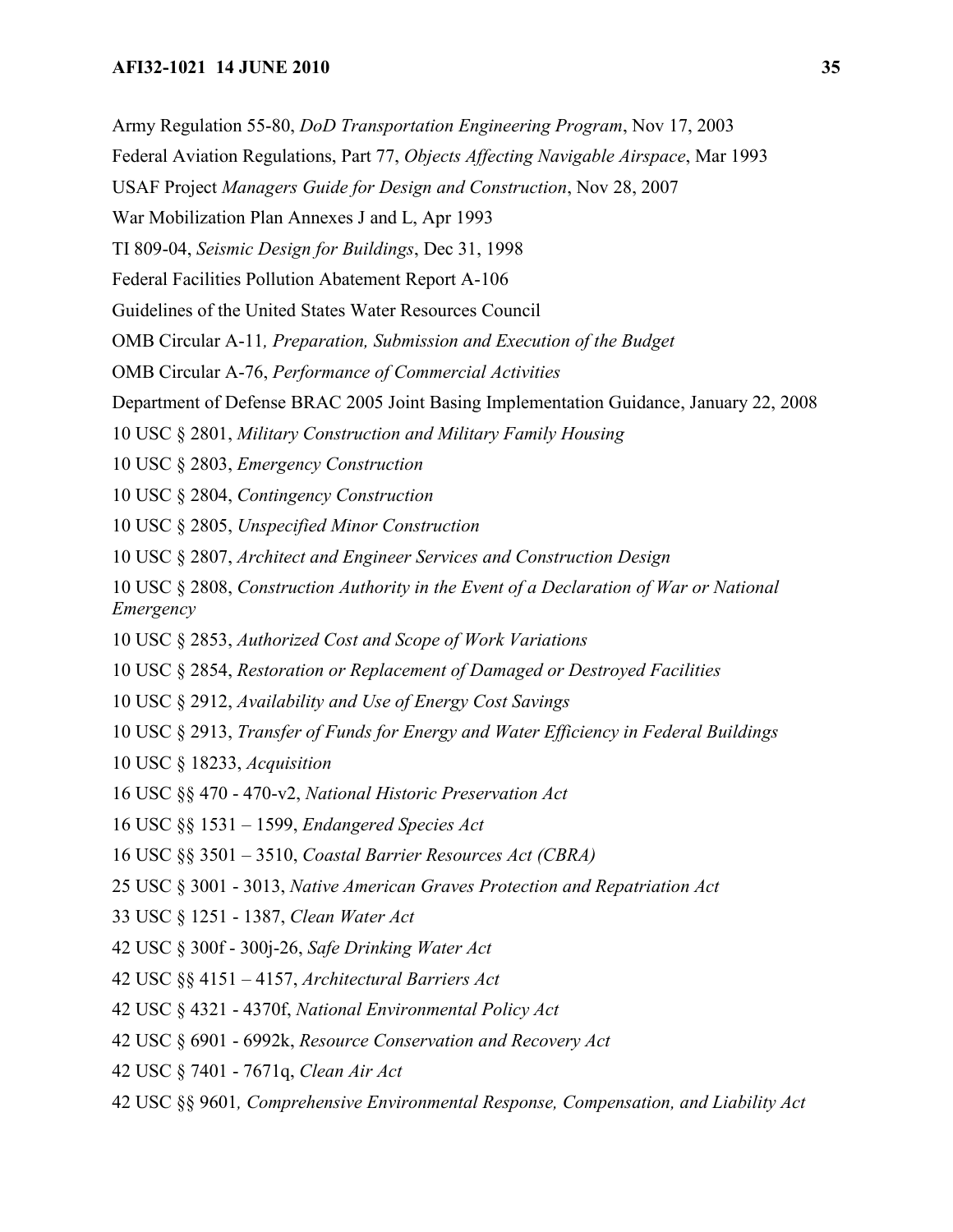Army Regulation 55-80, *DoD Transportation Engineering Program*, Nov 17, 2003

Federal Aviation Regulations, Part 77, *Objects Affecting Navigable Airspace*, Mar 1993

USAF Project *Managers Guide for Design and Construction*, Nov 28, 2007

War Mobilization Plan Annexes J and L, Apr 1993

TI 809-04, *Seismic Design for Buildings*, Dec 31, 1998

Federal Facilities Pollution Abatement Report A-106

Guidelines of the United States Water Resources Council

OMB Circular A-11*, Preparation, Submission and Execution of the Budget*

OMB Circular A-76, *Performance of Commercial Activities*

Department of Defense BRAC 2005 Joint Basing Implementation Guidance, January 22, 2008

10 USC § 2801, *Military Construction and Military Family Housing*

10 USC § 2803, *Emergency Construction*

10 USC § 2804, *Contingency Construction*

10 USC § 2805, *Unspecified Minor Construction*

10 USC § 2807, *Architect and Engineer Services and Construction Design*

10 USC § 2808, *Construction Authority in the Event of a Declaration of War or National Emergency*

10 USC § 2853, *Authorized Cost and Scope of Work Variations*

10 USC § 2854, *Restoration or Replacement of Damaged or Destroyed Facilities*

10 USC § 2912, *Availability and Use of Energy Cost Savings*

10 USC § 2913, *Transfer of Funds for Energy and Water Efficiency in Federal Buildings*

10 USC § 18233, *Acquisition*

16 USC §§ 470 - 470-v2, *National Historic Preservation Act*

16 USC §§ 1531 – 1599, *Endangered Species Act*

16 USC §§ 3501 – 3510, *Coastal Barrier Resources Act (CBRA)*

25 USC § 3001 - 3013, *Native American Graves Protection and Repatriation Act*

33 USC § 1251 - 1387, *Clean Water Act*

42 USC § 300f - 300j-26, *Safe Drinking Water Act*

42 USC §§ 4151 – 4157, *Architectural Barriers Act*

42 USC § 4321 - 4370f, *National Environmental Policy Act*

42 USC § 6901 - 6992k, *Resource Conservation and Recovery Act*

42 USC § 7401 - 7671q, *Clean Air Act*

42 USC §§ 9601*, Comprehensive Environmental Response, Compensation, and Liability Act*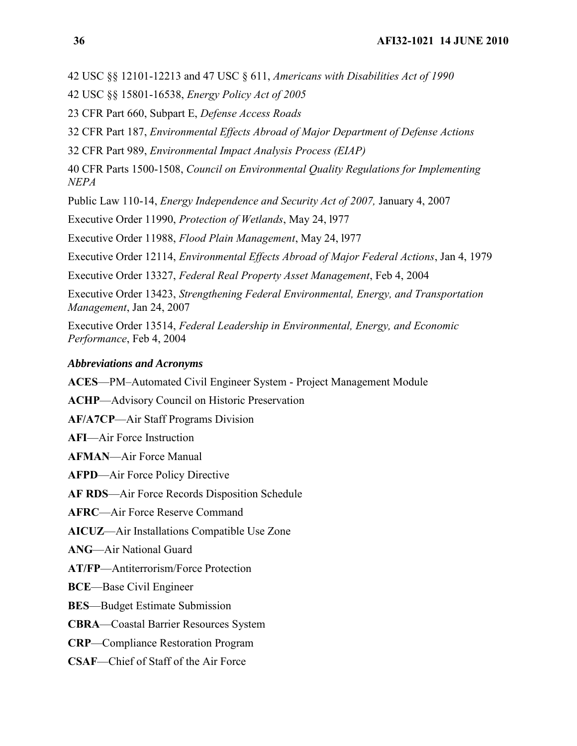42 USC §§ 12101-12213 and 47 USC § 611, *Americans with Disabilities Act of 1990*

42 USC §§ 15801-16538, *Energy Policy Act of 2005*

23 CFR Part 660, Subpart E, *Defense Access Roads*

32 CFR Part 187, *Environmental Effects Abroad of Major Department of Defense Actions*

32 CFR Part 989, *Environmental Impact Analysis Process (EIAP)*

40 CFR Parts 1500-1508, *Council on Environmental Quality Regulations for Implementing NEPA*

Public Law 110-14, *Energy Independence and Security Act of 2007,* January 4, 2007

Executive Order 11990, *Protection of Wetlands*, May 24, l977

Executive Order 11988, *Flood Plain Management*, May 24, l977

Executive Order 12114, *Environmental Effects Abroad of Major Federal Actions*, Jan 4, 1979

Executive Order 13327, *Federal Real Property Asset Management*, Feb 4, 2004

Executive Order 13423, *Strengthening Federal Environmental, Energy, and Transportation Management*, Jan 24, 2007

Executive Order 13514, *Federal Leadership in Environmental, Energy, and Economic Performance*, Feb 4, 2004

### *Abbreviations and Acronyms*

**ACES**—PM–Automated Civil Engineer System - Project Management Module

**ACHP**—Advisory Council on Historic Preservation

**AF/A7CP**—Air Staff Programs Division

**AFI**—Air Force Instruction

**AFMAN**—Air Force Manual

**AFPD**—Air Force Policy Directive

**AF RDS**—Air Force Records Disposition Schedule

**AFRC**—Air Force Reserve Command

**AICUZ**—Air Installations Compatible Use Zone

**ANG**—Air National Guard

**AT/FP**—Antiterrorism/Force Protection

**BCE**—Base Civil Engineer

**BES**—Budget Estimate Submission

**CBRA**—Coastal Barrier Resources System

**CRP**—Compliance Restoration Program

**CSAF**—Chief of Staff of the Air Force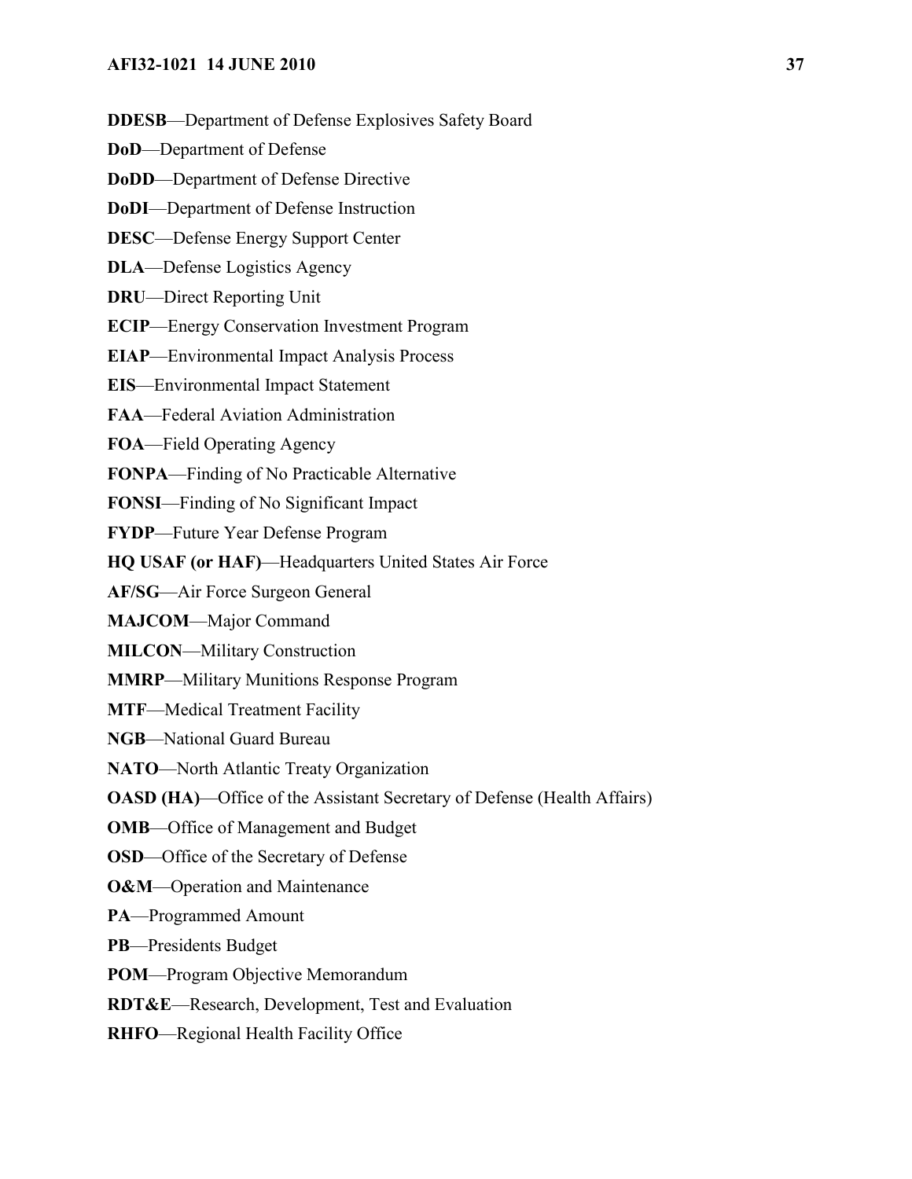**DDESB**—Department of Defense Explosives Safety Board

**DoD**—Department of Defense

**DoDD**—Department of Defense Directive

**DoDI**—Department of Defense Instruction

**DESC**—Defense Energy Support Center

**DLA**—Defense Logistics Agency

**DRU**—Direct Reporting Unit

**ECIP**—Energy Conservation Investment Program

**EIAP**—Environmental Impact Analysis Process

**EIS**—Environmental Impact Statement

**FAA**—Federal Aviation Administration

**FOA**—Field Operating Agency

**FONPA**—Finding of No Practicable Alternative

**FONSI**—Finding of No Significant Impact

**FYDP**—Future Year Defense Program

**HQ USAF (or HAF)**—Headquarters United States Air Force

**AF/SG**—Air Force Surgeon General

**MAJCOM**—Major Command

**MILCON**—Military Construction

**MMRP**—Military Munitions Response Program

**MTF**—Medical Treatment Facility

**NGB**—National Guard Bureau

**NATO**—North Atlantic Treaty Organization

**OASD (HA)**—Office of the Assistant Secretary of Defense (Health Affairs)

**OMB**—Office of Management and Budget

**OSD**—Office of the Secretary of Defense

**O&M**—Operation and Maintenance

**PA**—Programmed Amount

**PB**—Presidents Budget

**POM**—Program Objective Memorandum

**RDT&E**—Research, Development, Test and Evaluation

**RHFO**—Regional Health Facility Office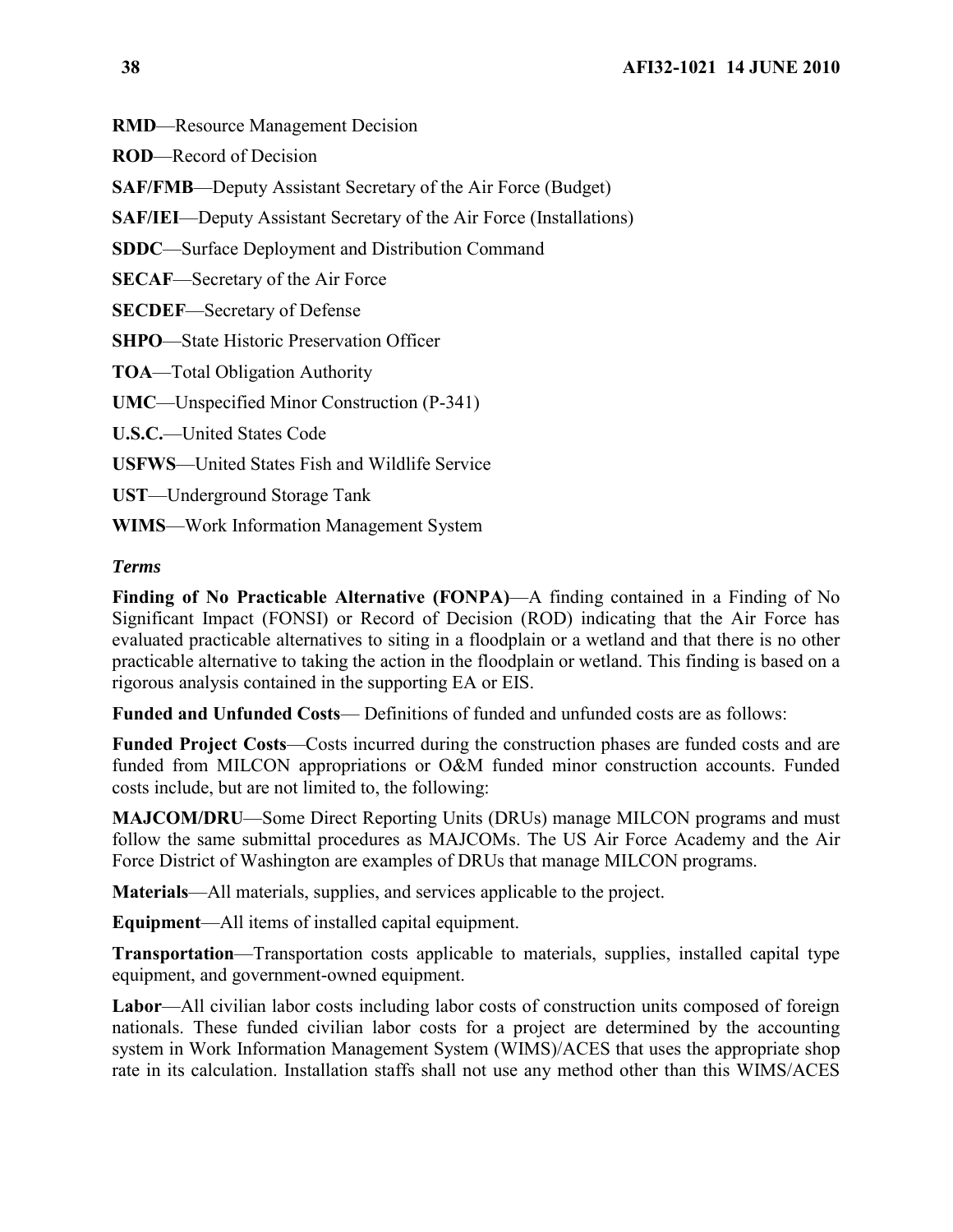**RMD**—Resource Management Decision

**ROD**—Record of Decision

**SAF/FMB**—Deputy Assistant Secretary of the Air Force (Budget)

**SAF/IEI**—Deputy Assistant Secretary of the Air Force (Installations)

**SDDC**—Surface Deployment and Distribution Command

**SECAF**—Secretary of the Air Force

**SECDEF**—Secretary of Defense

**SHPO**—State Historic Preservation Officer

**TOA**—Total Obligation Authority

**UMC**—Unspecified Minor Construction (P-341)

**U.S.C.**—United States Code

**USFWS**—United States Fish and Wildlife Service

**UST**—Underground Storage Tank

**WIMS**—Work Information Management System

***Terms***

**Finding of No Practicable Alternative (FONPA)**—A finding contained in a Finding of No Significant Impact (FONSI) or Record of Decision (ROD) indicating that the Air Force has evaluated practicable alternatives to siting in a floodplain or a wetland and that there is no other practicable alternative to taking the action in the floodplain or wetland. This finding is based on a rigorous analysis contained in the supporting EA or EIS.

**Funded and Unfunded Costs**— Definitions of funded and unfunded costs are as follows:

**Funded Project Costs**—Costs incurred during the construction phases are funded costs and are funded from MILCON appropriations or O&M funded minor construction accounts. Funded costs include, but are not limited to, the following:

**MAJCOM/DRU**—Some Direct Reporting Units (DRUs) manage MILCON programs and must follow the same submittal procedures as MAJCOMs. The US Air Force Academy and the Air Force District of Washington are examples of DRUs that manage MILCON programs.

**Materials**—All materials, supplies, and services applicable to the project.

**Equipment**—All items of installed capital equipment.

**Transportation**—Transportation costs applicable to materials, supplies, installed capital type equipment, and government-owned equipment.

**Labor**—All civilian labor costs including labor costs of construction units composed of foreign nationals. These funded civilian labor costs for a project are determined by the accounting system in Work Information Management System (WIMS)/ACES that uses the appropriate shop rate in its calculation. Installation staffs shall not use any method other than this WIMS/ACES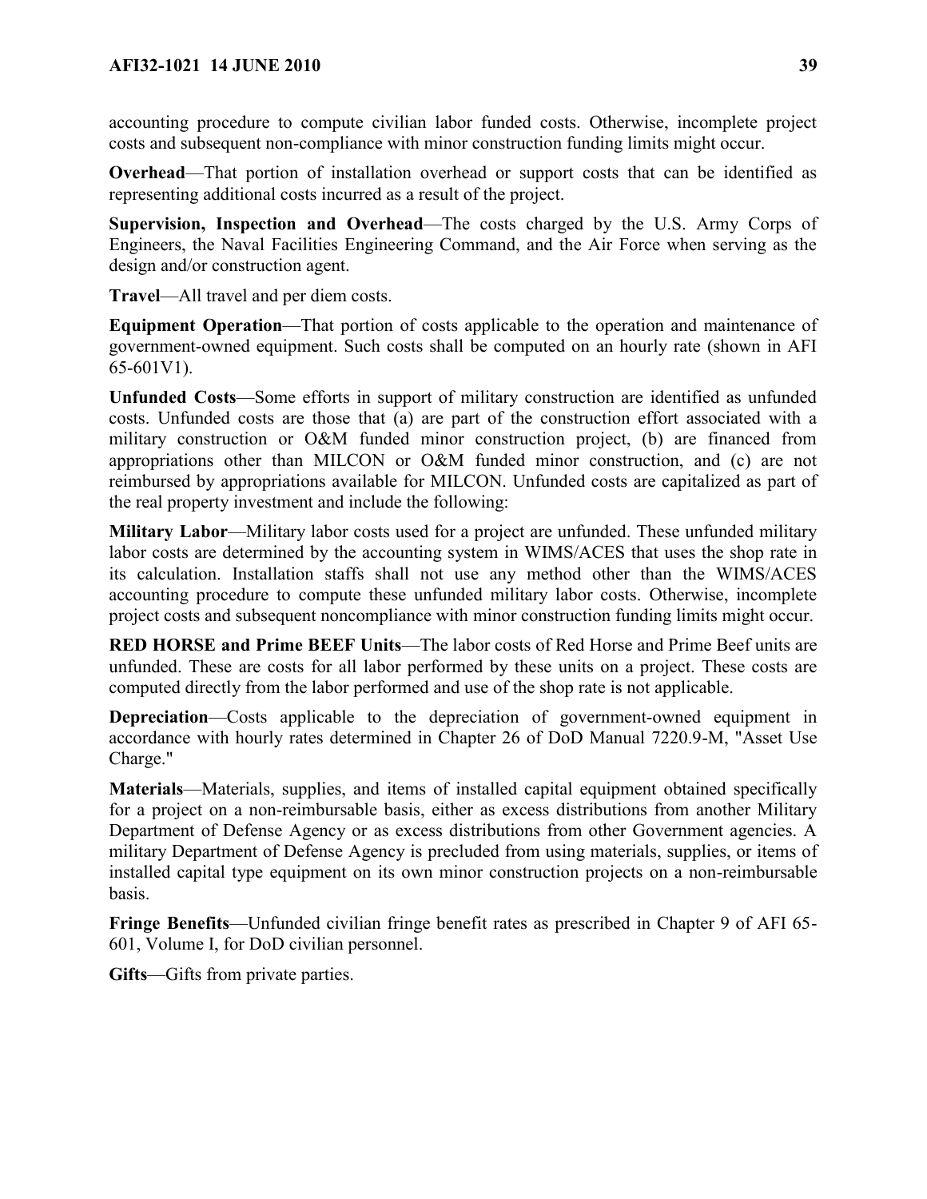accounting procedure to compute civilian labor funded costs. Otherwise, incomplete project costs and subsequent non-compliance with minor construction funding limits might occur.

**Overhead**—That portion of installation overhead or support costs that can be identified as representing additional costs incurred as a result of the project.

**Supervision, Inspection and Overhead**—The costs charged by the U.S. Army Corps of Engineers, the Naval Facilities Engineering Command, and the Air Force when serving as the design and/or construction agent.

**Travel**—All travel and per diem costs.

**Equipment Operation**—That portion of costs applicable to the operation and maintenance of government-owned equipment. Such costs shall be computed on an hourly rate (shown in AFI 65-601V1).

**Unfunded Costs**—Some efforts in support of military construction are identified as unfunded costs. Unfunded costs are those that (a) are part of the construction effort associated with a military construction or O&M funded minor construction project, (b) are financed from appropriations other than MILCON or O&M funded minor construction, and (c) are not reimbursed by appropriations available for MILCON. Unfunded costs are capitalized as part of the real property investment and include the following:

**Military Labor**—Military labor costs used for a project are unfunded. These unfunded military labor costs are determined by the accounting system in WIMS/ACES that uses the shop rate in its calculation. Installation staffs shall not use any method other than the WIMS/ACES accounting procedure to compute these unfunded military labor costs. Otherwise, incomplete project costs and subsequent noncompliance with minor construction funding limits might occur.

**RED HORSE and Prime BEEF Units**—The labor costs of Red Horse and Prime Beef units are unfunded. These are costs for all labor performed by these units on a project. These costs are computed directly from the labor performed and use of the shop rate is not applicable.

**Depreciation**—Costs applicable to the depreciation of government-owned equipment in accordance with hourly rates determined in Chapter 26 of DoD Manual 7220.9-M, "Asset Use Charge."

**Materials**—Materials, supplies, and items of installed capital equipment obtained specifically for a project on a non-reimbursable basis, either as excess distributions from another Military Department of Defense Agency or as excess distributions from other Government agencies. A military Department of Defense Agency is precluded from using materials, supplies, or items of installed capital type equipment on its own minor construction projects on a non-reimbursable basis.

**Fringe Benefits**—Unfunded civilian fringe benefit rates as prescribed in Chapter 9 of AFI 65-601, Volume I, for DoD civilian personnel.

**Gifts**—Gifts from private parties.